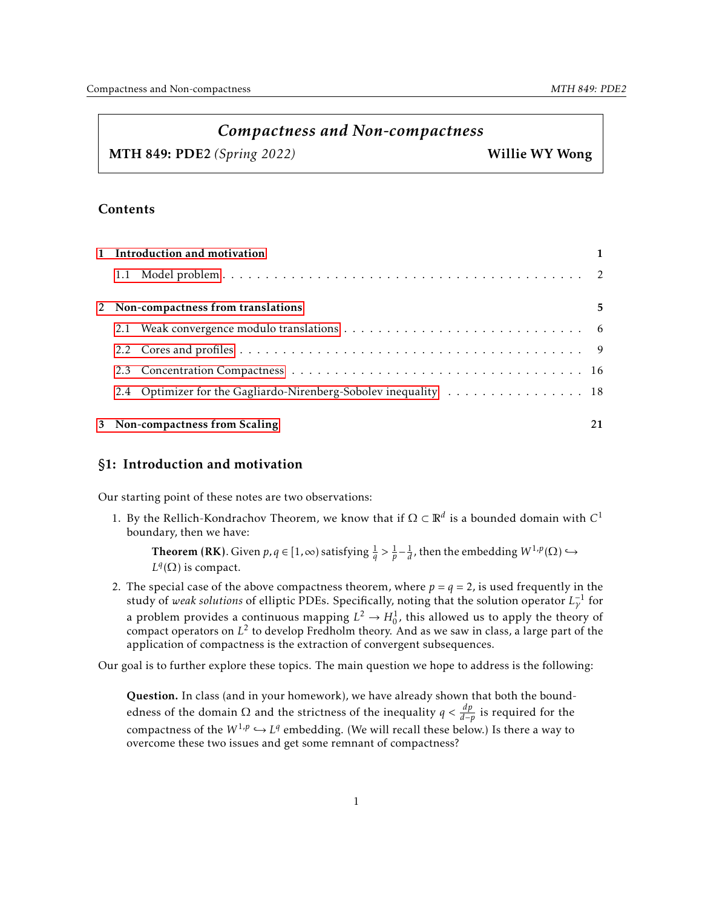# *Compactness and Non-compactness*

**MTH 849: PDE2** *(Spring 2022)* **Willie WY Wong**

## Contents

| | |
|---|---|
| **1 Introduction and motivation** | **1** |
| 1.1 Model problem | 2 |
| **2 Non-compactness from translations** | **5** |
| 2.1 Weak convergence modulo translations | 6 |
| 2.2 Cores and profiles | 9 |
| 2.3 Concentration Compactness | 16 |
| 2.4 Optimizer for the Gagliardo-Nirenberg-Sobolev inequality | 18 |
| **3 Non-compactness from Scaling** | **21** |

## §1: Introduction and motivation

Our starting point of these notes are two observations:

1. By the Rellich-Kondrachov Theorem, we know that if $\Omega \subset \mathbb{R}^d$ is a bounded domain with $C^1$ boundary, then we have:

   **Theorem (RK).** Given $p, q \in [1,\infty)$ satisfying $\frac{1}{q} > \frac{1}{p} - \frac{1}{d}$, then the embedding $W^{1,p}(\Omega) \hookrightarrow L^q(\Omega)$ is compact.

2. The special case of the above compactness theorem, where $p = q = 2$, is used frequently in the study of *weak solutions* of elliptic PDEs. Specifically, noting that the solution operator $L_\gamma^{-1}$ for a problem provides a continuous mapping $L^2 \to H_0^1$, this allowed us to apply the theory of compact operators on $L^2$ to develop Fredholm theory. And as we saw in class, a large part of the application of compactness is the extraction of convergent subsequences.

Our goal is to further explore these topics. The main question we hope to address is the following:

> **Question.** In class (and in your homework), we have already shown that both the boundedness of the domain $\Omega$ and the strictness of the inequality $q < \frac{dp}{d-p}$ is required for the compactness of the $W^{1,p} \hookrightarrow L^q$ embedding. (We will recall these below.) Is there a way to overcome these two issues and get some remnant of compactness?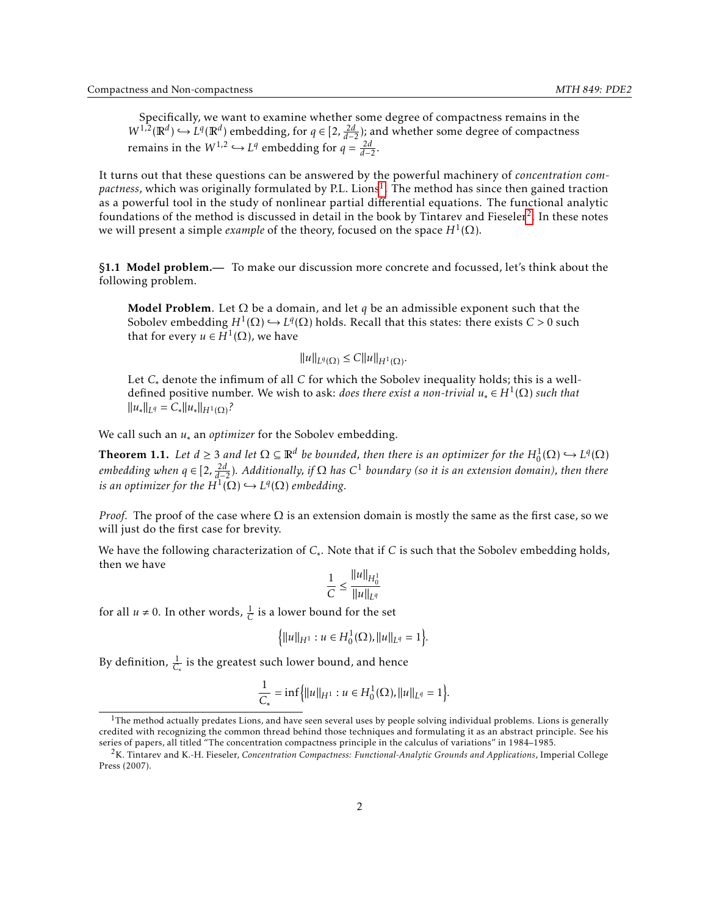Specifically, we want to examine whether some degree of compactness remains in the $W^{1,2}(\mathbb{R}^d) \hookrightarrow L^q(\mathbb{R}^d)$ embedding, for $q \in [2, \frac{2d}{d-2})$; and whether some degree of compactness remains in the $W^{1,2} \hookrightarrow L^q$ embedding for $q = \frac{2d}{d-2}$.

It turns out that these questions can be answered by the powerful machinery of *concentration compactness*, which was originally formulated by P.L. Lions[1]. The method has since then gained traction as a powerful tool in the study of nonlinear partial differential equations. The functional analytic foundations of the method is discussed in detail in the book by Tintarev and Fieseler[2]. In these notes we will present a simple *example* of the theory, focused on the space $H^1(\Omega)$.

**§1.1 Model problem.—** To make our discussion more concrete and focussed, let's think about the following problem.

> **Model Problem**. Let $\Omega$ be a domain, and let $q$ be an admissible exponent such that the Sobolev embedding $H^1(\Omega) \hookrightarrow L^q(\Omega)$ holds. Recall that this states: there exists $C > 0$ such that for every $u \in H^1(\Omega)$, we have
>
> $$\|u\|_{L^q(\Omega)} \leq C\|u\|_{H^1(\Omega)}.$$
>
> Let $C_*$ denote the infimum of all $C$ for which the Sobolev inequality holds; this is a well-defined positive number. We wish to ask: *does there exist a non-trivial $u_* \in H^1(\Omega)$ such that $\|u_*\|_{L^q} = C_*\|u_*\|_{H^1(\Omega)}$?*

We call such an $u_*$ an *optimizer* for the Sobolev embedding.

**Theorem 1.1.** *Let $d \geq 3$ and let $\Omega \subseteq \mathbb{R}^d$ be bounded, then there is an optimizer for the $H^1_0(\Omega) \hookrightarrow L^q(\Omega)$ embedding when $q \in [2, \frac{2d}{d-2})$. Additionally, if $\Omega$ has $C^1$ boundary (so it is an extension domain), then there is an optimizer for the $H^1(\Omega) \hookrightarrow L^q(\Omega)$ embedding.*

*Proof.* The proof of the case where $\Omega$ is an extension domain is mostly the same as the first case, so we will just do the first case for brevity.

We have the following characterization of $C_*$. Note that if $C$ is such that the Sobolev embedding holds, then we have

$$\frac{1}{C} \leq \frac{\|u\|_{H^1_0}}{\|u\|_{L^q}}$$

for all $u \neq 0$. In other words, $\frac{1}{C}$ is a lower bound for the set

$$\Big\{\|u\|_{H^1} : u \in H^1_0(\Omega), \|u\|_{L^q} = 1\Big\}.$$

By definition, $\frac{1}{C_*}$ is the greatest such lower bound, and hence

$$\frac{1}{C_*} = \inf\Big\{\|u\|_{H^1} : u \in H^1_0(\Omega), \|u\|_{L^q} = 1\Big\}.$$

---

[1] The method actually predates Lions, and have seen several uses by people solving individual problems. Lions is generally credited with recognizing the common thread behind those techniques and formulating it as an abstract principle. See his series of papers, all titled "The concentration compactness principle in the calculus of variations" in 1984–1985.

[2] K. Tintarev and K.-H. Fieseler, *Concentration Compactness: Functional-Analytic Grounds and Applications*, Imperial College Press (2007).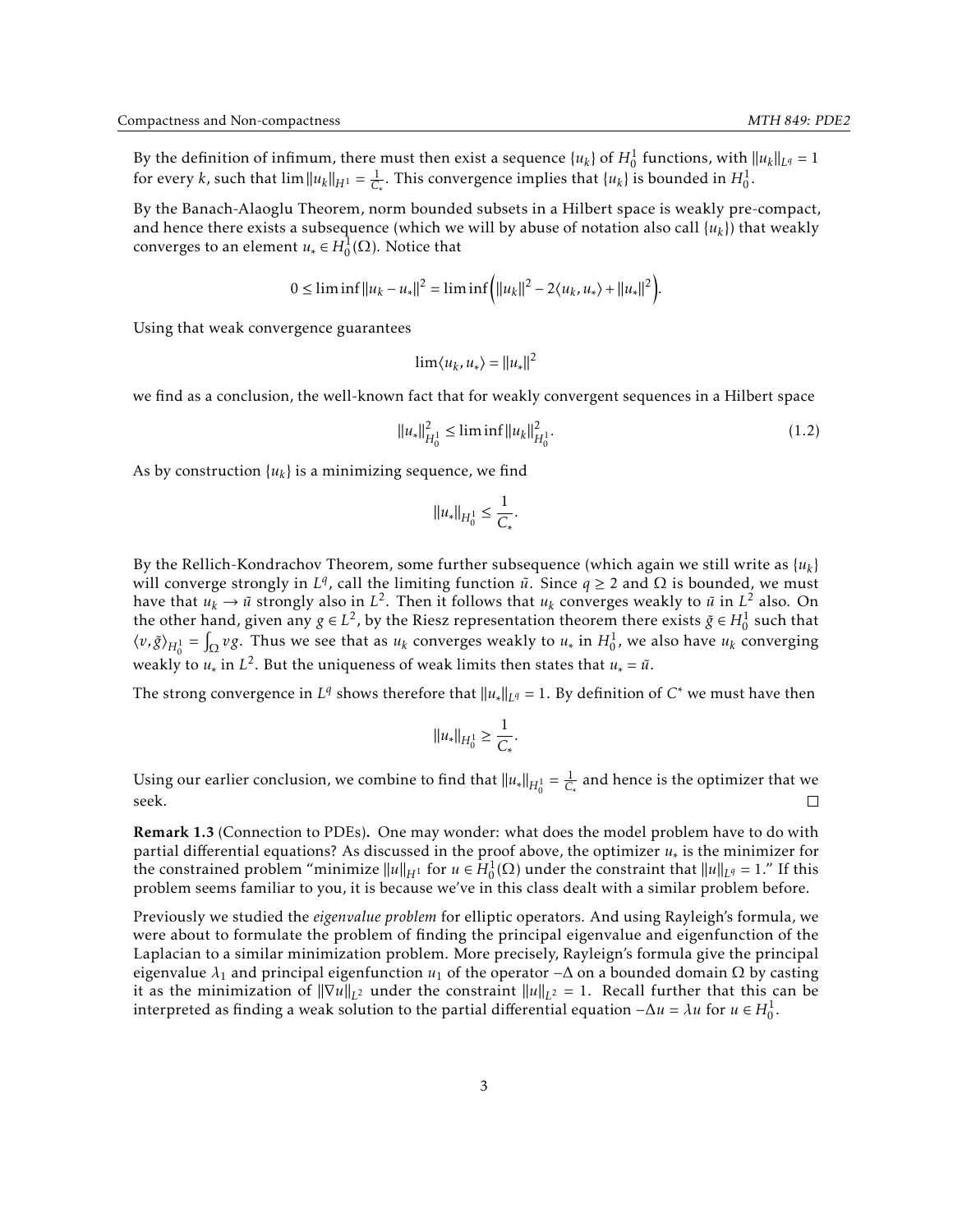By the definition of infimum, there must then exist a sequence $\{u_k\}$ of $H_0^1$ functions, with $\|u_k\|_{L^q} = 1$ for every $k$, such that $\lim \|u_k\|_{H^1} = \frac{1}{C_*}$. This convergence implies that $\{u_k\}$ is bounded in $H_0^1$.

By the Banach-Alaoglu Theorem, norm bounded subsets in a Hilbert space is weakly pre-compact, and hence there exists a subsequence (which we will by abuse of notation also call $\{u_k\}$) that weakly converges to an element $u_* \in H_0^1(\Omega)$. Notice that

$$0 \leq \liminf \|u_k - u_*\|^2 = \liminf \Big( \|u_k\|^2 - 2\langle u_k, u_* \rangle + \|u_*\|^2 \Big).$$

Using that weak convergence guarantees

$$\lim \langle u_k, u_* \rangle = \|u_*\|^2$$

we find as a conclusion, the well-known fact that for weakly convergent sequences in a Hilbert space

$$\|u_*\|_{H_0^1}^2 \leq \liminf \|u_k\|_{H_0^1}^2. \tag{1.2}$$

As by construction $\{u_k\}$ is a minimizing sequence, we find

$$\|u_*\|_{H_0^1} \leq \frac{1}{C_*}.$$

By the Rellich-Kondrachov Theorem, some further subsequence (which again we still write as $\{u_k\}$ will converge strongly in $L^q$, call the limiting function $\tilde{u}$. Since $q \geq 2$ and $\Omega$ is bounded, we must have that $u_k \to \tilde{u}$ strongly also in $L^2$. Then it follows that $u_k$ converges weakly to $\tilde{u}$ in $L^2$ also. On the other hand, given any $g \in L^2$, by the Riesz representation theorem there exists $\tilde{g} \in H_0^1$ such that $\langle v, \tilde{g} \rangle_{H_0^1} = \int_\Omega vg$. Thus we see that as $u_k$ converges weakly to $u_*$ in $H_0^1$, we also have $u_k$ converging weakly to $u_*$ in $L^2$. But the uniqueness of weak limits then states that $u_* = \tilde{u}$.

The strong convergence in $L^q$ shows therefore that $\|u_*\|_{L^q} = 1$. By definition of $C^*$ we must have then

$$\|u_*\|_{H_0^1} \geq \frac{1}{C_*}.$$

Using our earlier conclusion, we combine to find that $\|u_*\|_{H_0^1} = \frac{1}{C_*}$ and hence is the optimizer that we seek. □

**Remark 1.3** (Connection to PDEs)**.** One may wonder: what does the model problem have to do with partial differential equations? As discussed in the proof above, the optimizer $u_*$ is the minimizer for the constrained problem "minimize $\|u\|_{H^1}$ for $u \in H_0^1(\Omega)$ under the constraint that $\|u\|_{L^q} = 1$." If this problem seems familiar to you, it is because we've in this class dealt with a similar problem before.

Previously we studied the *eigenvalue problem* for elliptic operators. And using Rayleigh's formula, we were about to formulate the problem of finding the principal eigenvalue and eigenfunction of the Laplacian to a similar minimization problem. More precisely, Rayleign's formula give the principal eigenvalue $\lambda_1$ and principal eigenfunction $u_1$ of the operator $-\Delta$ on a bounded domain $\Omega$ by casting it as the minimization of $\|\nabla u\|_{L^2}$ under the constraint $\|u\|_{L^2} = 1$. Recall further that this can be interpreted as finding a weak solution to the partial differential equation $-\Delta u = \lambda u$ for $u \in H_0^1$.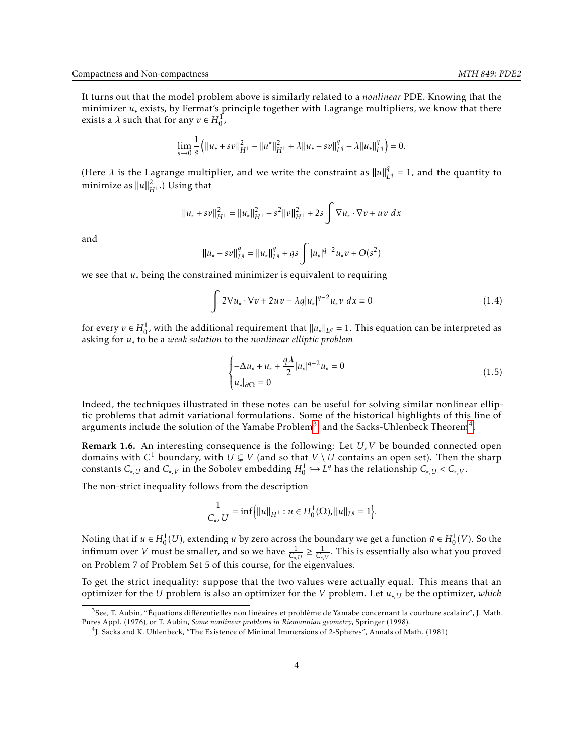It turns out that the model problem above is similarly related to a *nonlinear* PDE. Knowing that the minimizer $u_*$ exists, by Fermat's principle together with Lagrange multipliers, we know that there exists a $\lambda$ such that for any $v \in H_0^1$,

$$\lim_{s\to 0} \frac{1}{s}\Big( \|u_* + sv\|_{H^1}^2 - \|u^*\|_{H^1}^2 + \lambda \|u_* + sv\|_{L^q}^q - \lambda \|u_*\|_{L^q}^q \Big) = 0.$$

(Here $\lambda$ is the Lagrange multiplier, and we write the constraint as $\|u\|_{L^q}^q = 1$, and the quantity to minimize as $\|u\|_{H^1}^2$.) Using that

$$\|u_* + sv\|_{H^1}^2 = \|u_*\|_{H^1}^2 + s^2 \|v\|_{H^1}^2 + 2s \int \nabla u_* \cdot \nabla v + uv \; dx$$

and

$$\|u_* + sv\|_{L^q}^q = \|u_*\|_{L^q}^q + qs \int |u_*|^{q-2} u_* v + O(s^2)$$

we see that $u_*$ being the constrained minimizer is equivalent to requiring

$$\int 2\nabla u_* \cdot \nabla v + 2uv + \lambda q |u_*|^{q-2} u_* v \; dx = 0 \tag{1.4}$$

for every $v \in H_0^1$, with the additional requirement that $\|u_*\|_{L^q} = 1$. This equation can be interpreted as asking for $u_*$ to be a *weak solution* to the *nonlinear elliptic problem*

$$\begin{cases} -\Delta u_* + u_* + \dfrac{q\lambda}{2} |u_*|^{q-2} u_* = 0 \\ u_*|_{\partial\Omega} = 0 \end{cases} \tag{1.5}$$

Indeed, the techniques illustrated in these notes can be useful for solving similar nonlinear elliptic problems that admit variational formulations. Some of the historical highlights of this line of arguments include the solution of the Yamabe Problem[3], and the Sacks-Uhlenbeck Theorem[4].

**Remark 1.6.** An interesting consequence is the following: Let $U, V$ be bounded connected open domains with $C^1$ boundary, with $U \subsetneq V$ (and so that $V \setminus U$ contains an open set). Then the sharp constants $C_{*,U}$ and $C_{*,V}$ in the Sobolev embedding $H_0^1 \hookrightarrow L^q$ has the relationship $C_{*,U} < C_{*,V}$.

The non-strict inequality follows from the description

$$\frac{1}{C_*, U} = \inf\Big\{ \|u\|_{H^1} : u \in H_0^1(\Omega), \|u\|_{L^q} = 1 \Big\}.$$

Noting that if $u \in H_0^1(U)$, extending $u$ by zero across the boundary we get a function $\bar{u} \in H_0^1(V)$. So the infimum over $V$ must be smaller, and so we have $\frac{1}{C_{*,U}} \geq \frac{1}{C_{*,V}}$. This is essentially also what you proved on Problem 7 of Problem Set 5 of this course, for the eigenvalues.

To get the strict inequality: suppose that the two values were actually equal. This means that an optimizer for the $U$ problem is also an optimizer for the $V$ problem. Let $u_{*,U}$ be the optimizer, *which*

[3]See, T. Aubin, "Équations différentielles non linéaires et problème de Yamabe concernant la courbure scalaire", J. Math. Pures Appl. (1976), or T. Aubin, *Some nonlinear problems in Riemannian geometry*, Springer (1998).

[4]J. Sacks and K. Uhlenbeck, "The Existence of Minimal Immersions of 2-Spheres", Annals of Math. (1981)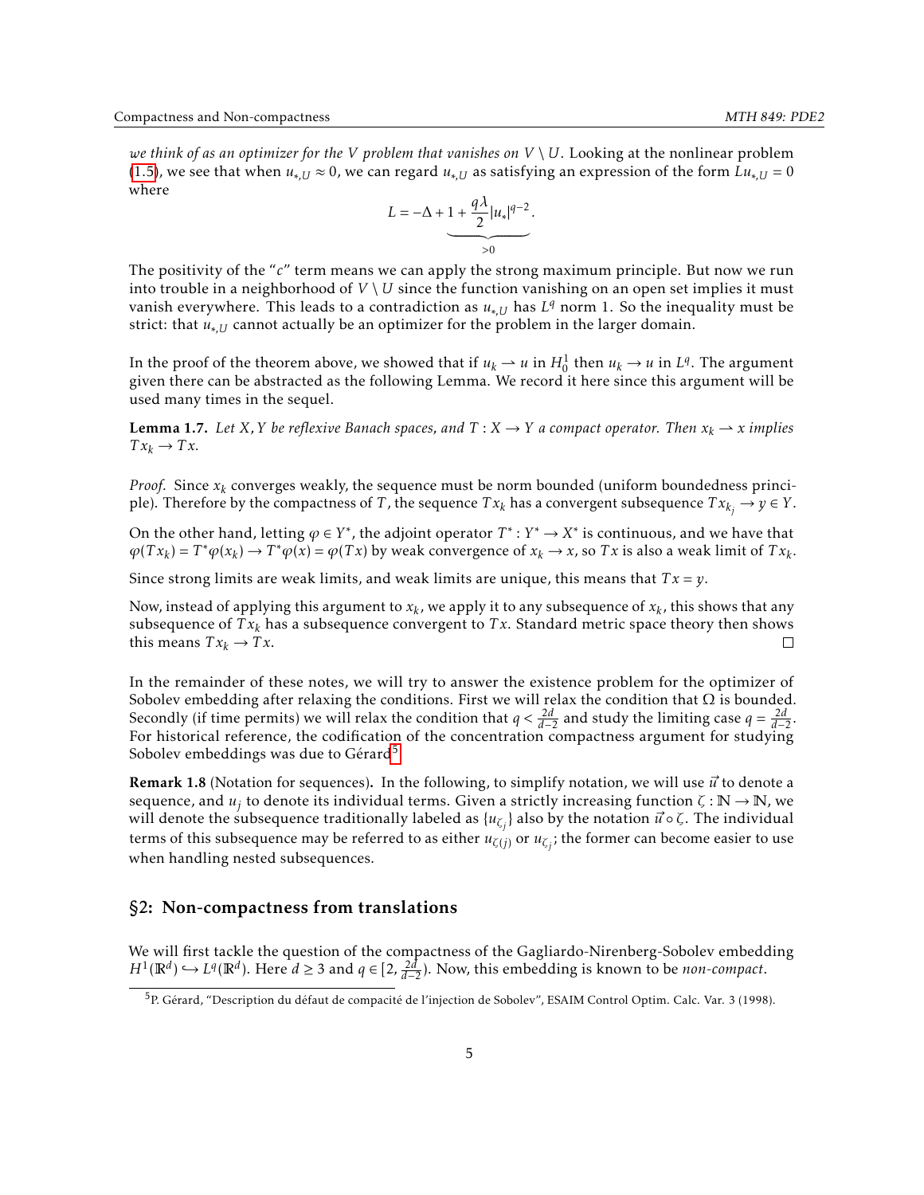*we think of as an optimizer for the $V$ problem that vanishes on $V \setminus U$.* Looking at the nonlinear problem (1.5), we see that when $u_{*,U} \approx 0$, we can regard $u_{*,U}$ as satisfying an expression of the form $Lu_{*,U} = 0$ where

$$L = -\Delta + \underbrace{1 + \frac{q\lambda}{2}|u_*|^{q-2}}_{>0}.$$

The positivity of the "$c$" term means we can apply the strong maximum principle. But now we run into trouble in a neighborhood of $V \setminus U$ since the function vanishing on an open set implies it must vanish everywhere. This leads to a contradiction as $u_{*,U}$ has $L^q$ norm 1. So the inequality must be strict: that $u_{*,U}$ cannot actually be an optimizer for the problem in the larger domain.

In the proof of the theorem above, we showed that if $u_k \rightharpoonup u$ in $H_0^1$ then $u_k \to u$ in $L^q$. The argument given there can be abstracted as the following Lemma. We record it here since this argument will be used many times in the sequel.

**Lemma 1.7.** *Let $X, Y$ be reflexive Banach spaces, and $T : X \to Y$ a compact operator. Then $x_k \rightharpoonup x$ implies $Tx_k \to Tx$.*

*Proof.* Since $x_k$ converges weakly, the sequence must be norm bounded (uniform boundedness principle). Therefore by the compactness of $T$, the sequence $Tx_k$ has a convergent subsequence $Tx_{k_j} \to y \in Y$.

On the other hand, letting $\varphi \in Y^*$, the adjoint operator $T^* : Y^* \to X^*$ is continuous, and we have that $\varphi(Tx_k) = T^*\varphi(x_k) \to T^*\varphi(x) = \varphi(Tx)$ by weak convergence of $x_k \to x$, so $Tx$ is also a weak limit of $Tx_k$.

Since strong limits are weak limits, and weak limits are unique, this means that $Tx = y$.

Now, instead of applying this argument to $x_k$, we apply it to any subsequence of $x_k$, this shows that any subsequence of $Tx_k$ has a subsequence convergent to $Tx$. Standard metric space theory then shows this means $Tx_k \to Tx$. □

In the remainder of these notes, we will try to answer the existence problem for the optimizer of Sobolev embedding after relaxing the conditions. First we will relax the condition that $\Omega$ is bounded. Secondly (if time permits) we will relax the condition that $q < \frac{2d}{d-2}$ and study the limiting case $q = \frac{2d}{d-2}$. For historical reference, the codification of the concentration compactness argument for studying Sobolev embeddings was due to Gérard[5]

**Remark 1.8** (Notation for sequences)**.** In the following, to simplify notation, we will use $\vec{u}$ to denote a sequence, and $u_j$ to denote its individual terms. Given a strictly increasing function $\zeta : \mathbb{N} \to \mathbb{N}$, we will denote the subsequence traditionally labeled as $\{u_{\zeta_j}\}$ also by the notation $\vec{u} \circ \zeta$. The individual terms of this subsequence may be referred to as either $u_{\zeta(j)}$ or $u_{\zeta_j}$; the former can become easier to use when handling nested subsequences.

## §2: Non-compactness from translations

We will first tackle the question of the compactness of the Gagliardo-Nirenberg-Sobolev embedding $H^1(\mathbb{R}^d) \hookrightarrow L^q(\mathbb{R}^d)$. Here $d \geq 3$ and $q \in [2, \frac{2d}{d-2})$. Now, this embedding is known to be *non-compact*.

[5] P. Gérard, "Description du défaut de compacité de l'injection de Sobolev", ESAIM Control Optim. Calc. Var. 3 (1998).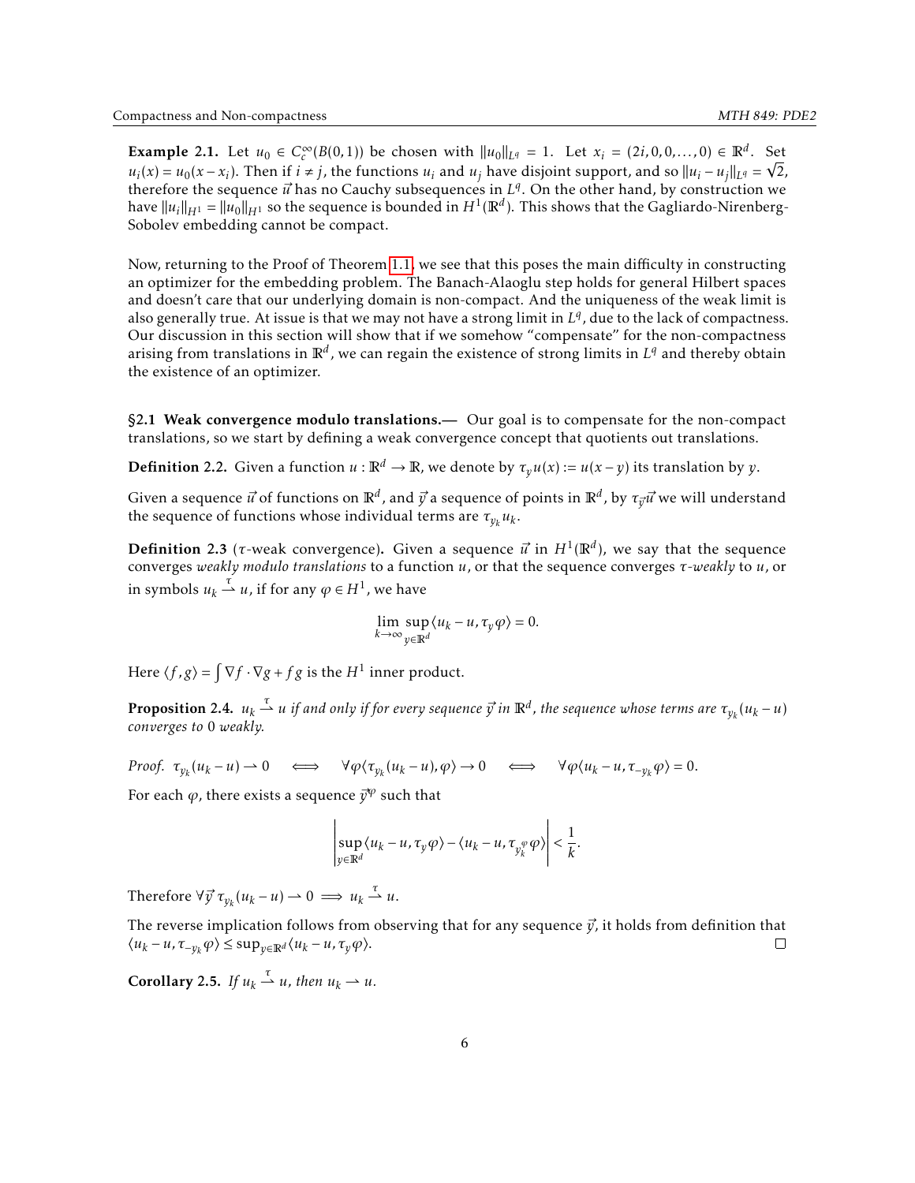**Example 2.1.** Let $u_0 \in C_c^\infty(B(0,1))$ be chosen with $\|u_0\|_{L^q} = 1$. Let $x_i = (2i, 0, 0, \ldots, 0) \in \mathbb{R}^d$. Set $u_i(x) = u_0(x - x_i)$. Then if $i \neq j$, the functions $u_i$ and $u_j$ have disjoint support, and so $\|u_i - u_j\|_{L^q} = \sqrt{2}$, therefore the sequence $\vec{u}$ has no Cauchy subsequences in $L^q$. On the other hand, by construction we have $\|u_i\|_{H^1} = \|u_0\|_{H^1}$ so the sequence is bounded in $H^1(\mathbb{R}^d)$. This shows that the Gagliardo-Nirenberg-Sobolev embedding cannot be compact.

Now, returning to the Proof of Theorem 1.1, we see that this poses the main difficulty in constructing an optimizer for the embedding problem. The Banach-Alaoglu step holds for general Hilbert spaces and doesn't care that our underlying domain is non-compact. And the uniqueness of the weak limit is also generally true. At issue is that we may not have a strong limit in $L^q$, due to the lack of compactness. Our discussion in this section will show that if we somehow "compensate" for the non-compactness arising from translations in $\mathbb{R}^d$, we can regain the existence of strong limits in $L^q$ and thereby obtain the existence of an optimizer.

**§2.1 Weak convergence modulo translations.—** Our goal is to compensate for the non-compact translations, so we start by defining a weak convergence concept that quotients out translations.

**Definition 2.2.** Given a function $u : \mathbb{R}^d \to \mathbb{R}$, we denote by $\tau_y u(x) := u(x - y)$ its translation by $y$.

Given a sequence $\vec{u}$ of functions on $\mathbb{R}^d$, and $\vec{y}$ a sequence of points in $\mathbb{R}^d$, by $\tau_{\vec{y}}\vec{u}$ we will understand the sequence of functions whose individual terms are $\tau_{y_k} u_k$.

**Definition 2.3** ($\tau$-weak convergence)**.** Given a sequence $\vec{u}$ in $H^1(\mathbb{R}^d)$, we say that the sequence converges *weakly modulo translations* to a function $u$, or that the sequence converges *$\tau$-weakly* to $u$, or in symbols $u_k \overset{\tau}{\rightharpoonup} u$, if for any $\varphi \in H^1$, we have

$$\lim_{k\to\infty} \sup_{y \in \mathbb{R}^d} \langle u_k - u, \tau_y \varphi \rangle = 0.$$

Here $\langle f, g \rangle = \int \nabla f \cdot \nabla g + fg$ is the $H^1$ inner product.

**Proposition 2.4.** *$u_k \overset{\tau}{\rightharpoonup} u$ if and only if for every sequence $\vec{y}$ in $\mathbb{R}^d$, the sequence whose terms are $\tau_{y_k}(u_k - u)$ converges to $0$ weakly.*

*Proof.* $\tau_{y_k}(u_k - u) \rightharpoonup 0 \iff \forall \varphi \langle \tau_{y_k}(u_k - u), \varphi \rangle \to 0 \iff \forall \varphi \langle u_k - u, \tau_{-y_k}\varphi \rangle = 0.$

For each $\varphi$, there exists a sequence $\vec{y}^\varphi$ such that

$$\left| \sup_{y \in \mathbb{R}^d} \langle u_k - u, \tau_y \varphi \rangle - \langle u_k - u, \tau_{y_k^\varphi} \varphi \rangle \right| < \frac{1}{k}.$$

Therefore $\forall \vec{y}\ \tau_{y_k}(u_k - u) \rightharpoonup 0 \implies u_k \overset{\tau}{\rightharpoonup} u$.

The reverse implication follows from observing that for any sequence $\vec{y}$, it holds from definition that $\langle u_k - u, \tau_{-y_k}\varphi \rangle \leq \sup_{y \in \mathbb{R}^d} \langle u_k - u, \tau_y \varphi \rangle$. □

**Corollary 2.5.** *If $u_k \overset{\tau}{\rightharpoonup} u$, then $u_k \rightharpoonup u$.*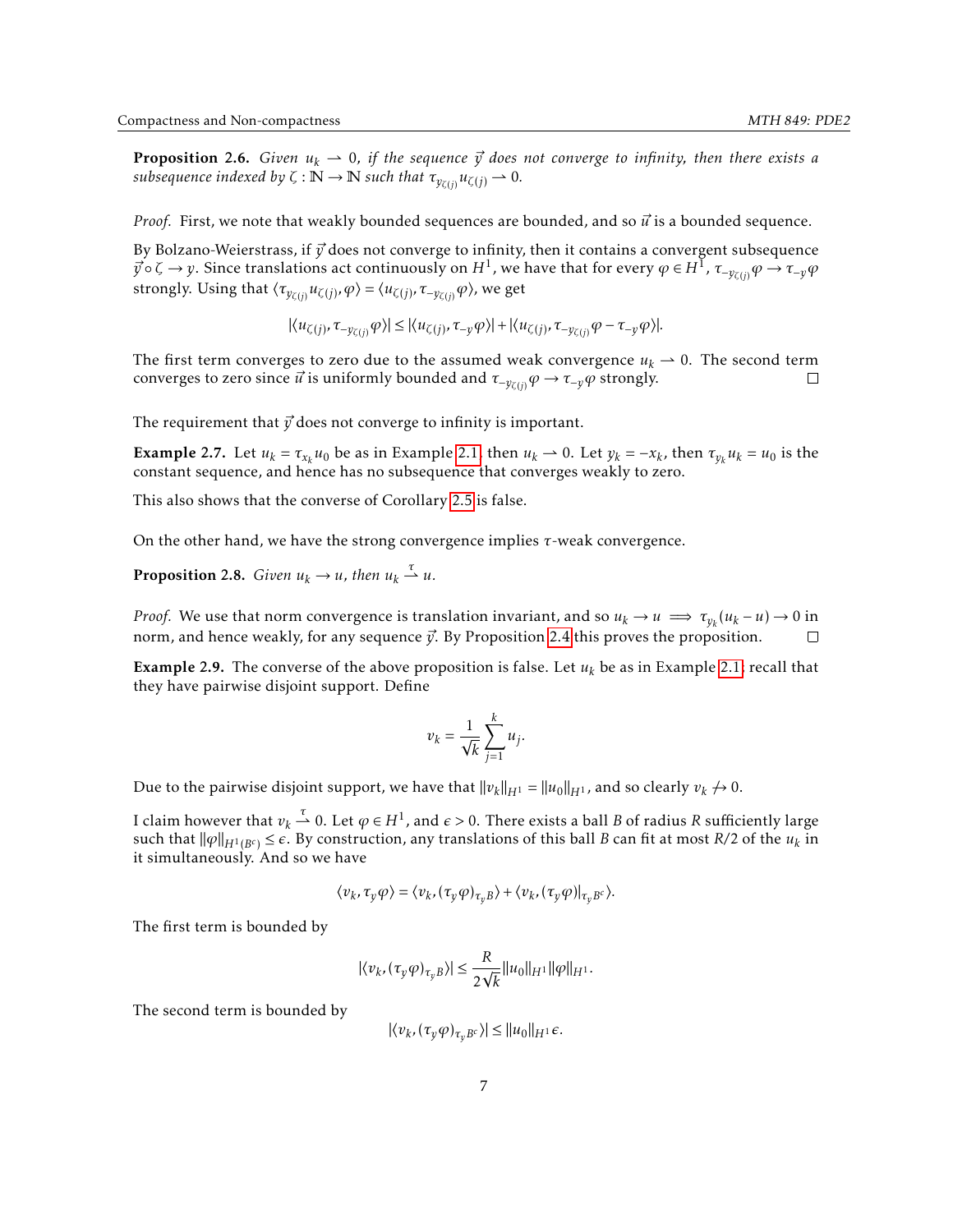**Proposition 2.6.** *Given $u_k \rightharpoonup 0$, if the sequence $\vec{y}$ does not converge to infinity, then there exists a subsequence indexed by $\zeta : \mathbb{N} \to \mathbb{N}$ such that $\tau_{y_{\zeta(j)}} u_{\zeta(j)} \rightharpoonup 0$.*

*Proof.* First, we note that weakly bounded sequences are bounded, and so $\vec{u}$ is a bounded sequence.

By Bolzano-Weierstrass, if $\vec{y}$ does not converge to infinity, then it contains a convergent subsequence $\vec{y} \circ \zeta \to y$. Since translations act continuously on $H^1$, we have that for every $\varphi \in H^1$, $\tau_{-y_{\zeta(j)}} \varphi \to \tau_{-y} \varphi$ strongly. Using that $\langle \tau_{y_{\zeta(j)}} u_{\zeta(j)}, \varphi \rangle = \langle u_{\zeta(j)}, \tau_{-y_{\zeta(j)}} \varphi \rangle$, we get

$$|\langle u_{\zeta(j)}, \tau_{-y_{\zeta(j)}} \varphi \rangle| \leq |\langle u_{\zeta(j)}, \tau_{-y} \varphi \rangle| + |\langle u_{\zeta(j)}, \tau_{-y_{\zeta(j)}} \varphi - \tau_{-y} \varphi \rangle|.$$

The first term converges to zero due to the assumed weak convergence $u_k \rightharpoonup 0$. The second term converges to zero since $\vec{u}$ is uniformly bounded and $\tau_{-y_{\zeta(j)}} \varphi \to \tau_{-y} \varphi$ strongly. □

The requirement that $\vec{y}$ does not converge to infinity is important.

**Example 2.7.** Let $u_k = \tau_{x_k} u_0$ be as in Example 2.1, then $u_k \rightharpoonup 0$. Let $y_k = -x_k$, then $\tau_{y_k} u_k = u_0$ is the constant sequence, and hence has no subsequence that converges weakly to zero.

This also shows that the converse of Corollary 2.5 is false.

On the other hand, we have the strong convergence implies $\tau$-weak convergence.

**Proposition 2.8.** *Given $u_k \to u$, then $u_k \overset{\tau}{\rightharpoonup} u$.*

*Proof.* We use that norm convergence is translation invariant, and so $u_k \to u \implies \tau_{y_k}(u_k - u) \to 0$ in norm, and hence weakly, for any sequence $\vec{y}$. By Proposition 2.4 this proves the proposition. □

**Example 2.9.** The converse of the above proposition is false. Let $u_k$ be as in Example 2.1; recall that they have pairwise disjoint support. Define

$$v_k = \frac{1}{\sqrt{k}} \sum_{j=1}^{k} u_j.$$

Due to the pairwise disjoint support, we have that $\|v_k\|_{H^1} = \|u_0\|_{H^1}$, and so clearly $v_k \not\to 0$.

I claim however that $v_k \overset{\tau}{\rightharpoonup} 0$. Let $\varphi \in H^1$, and $\epsilon > 0$. There exists a ball $B$ of radius $R$ sufficiently large such that $\|\varphi\|_{H^1(B^c)} \leq \epsilon$. By construction, any translations of this ball $B$ can fit at most $R/2$ of the $u_k$ in it simultaneously. And so we have

$$\langle v_k, \tau_y \varphi \rangle = \langle v_k, (\tau_y \varphi)_{\tau_y B} \rangle + \langle v_k, (\tau_y \varphi)|_{\tau_y B^c} \rangle.$$

The first term is bounded by

$$|\langle v_k, (\tau_y \varphi)_{\tau_y B} \rangle| \leq \frac{R}{2\sqrt{k}} \|u_0\|_{H^1} \|\varphi\|_{H^1}.$$

The second term is bounded by

$$|\langle v_k, (\tau_y \varphi)_{\tau_y B^c} \rangle| \leq \|u_0\|_{H^1} \epsilon.$$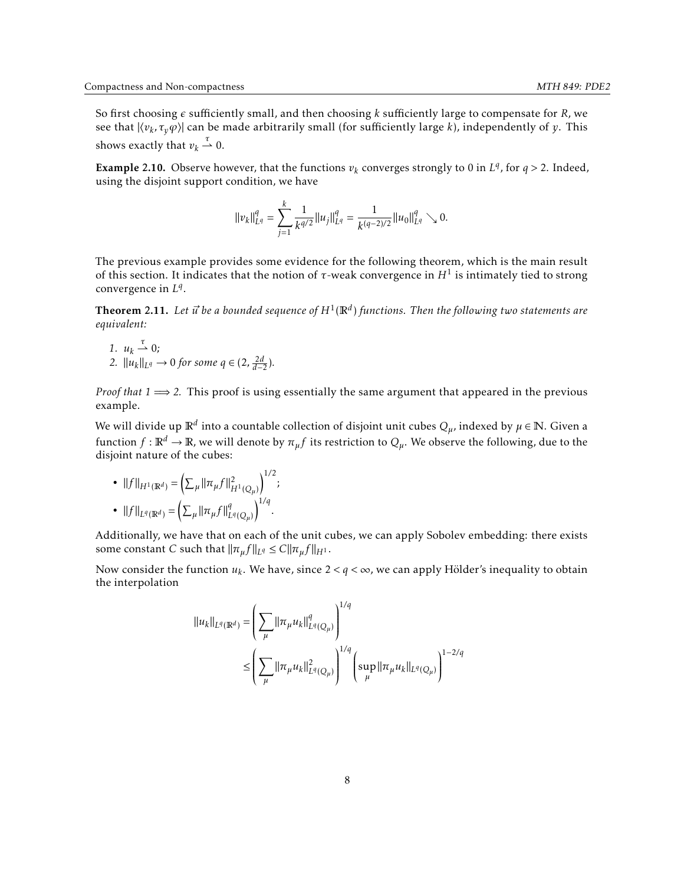So first choosing $\epsilon$ sufficiently small, and then choosing $k$ sufficiently large to compensate for $R$, we see that $|\langle v_k, \tau_y \varphi \rangle|$ can be made arbitrarily small (for sufficiently large $k$), independently of $y$. This shows exactly that $v_k \overset{\tau}{\rightharpoonup} 0$.

**Example 2.10.** Observe however, that the functions $v_k$ converges strongly to 0 in $L^q$, for $q > 2$. Indeed, using the disjoint support condition, we have

$$\|v_k\|_{L^q}^q = \sum_{j=1}^{k} \frac{1}{k^{q/2}} \|u_j\|_{L^q}^q = \frac{1}{k^{(q-2)/2}} \|u_0\|_{L^q}^q \searrow 0.$$

The previous example provides some evidence for the following theorem, which is the main result of this section. It indicates that the notion of $\tau$-weak convergence in $H^1$ is intimately tied to strong convergence in $L^q$.

**Theorem 2.11.** *Let $\vec{u}$ be a bounded sequence of $H^1(\mathbb{R}^d)$ functions. Then the following two statements are equivalent:*

1. $u_k \overset{\tau}{\rightharpoonup} 0$;
2. $\|u_k\|_{L^q} \to 0$ *for some* $q \in (2, \frac{2d}{d-2})$.

*Proof that 1 $\Longrightarrow$ 2.* This proof is using essentially the same argument that appeared in the previous example.

We will divide up $\mathbb{R}^d$ into a countable collection of disjoint unit cubes $Q_\mu$, indexed by $\mu \in \mathbb{N}$. Given a function $f : \mathbb{R}^d \to \mathbb{R}$, we will denote by $\pi_\mu f$ its restriction to $Q_\mu$. We observe the following, due to the disjoint nature of the cubes:

- $\|f\|_{H^1(\mathbb{R}^d)} = \left(\sum_\mu \|\pi_\mu f\|_{H^1(Q_\mu)}^2\right)^{1/2}$;
- $\|f\|_{L^q(\mathbb{R}^d)} = \left(\sum_\mu \|\pi_\mu f\|_{L^q(Q_\mu)}^q\right)^{1/q}$.

Additionally, we have that on each of the unit cubes, we can apply Sobolev embedding: there exists some constant $C$ such that $\|\pi_\mu f\|_{L^q} \leq C \|\pi_\mu f\|_{H^1}$.

Now consider the function $u_k$. We have, since $2 < q < \infty$, we can apply Hölder's inequality to obtain the interpolation

$$\begin{aligned}
\|u_k\|_{L^q(\mathbb{R}^d)} &= \left(\sum_\mu \|\pi_\mu u_k\|_{L^q(Q_\mu)}^q\right)^{1/q} \\
&\leq \left(\sum_\mu \|\pi_\mu u_k\|_{L^q(Q_\mu)}^2\right)^{1/q} \left(\sup_\mu \|\pi_\mu u_k\|_{L^q(Q_\mu)}\right)^{1-2/q}
\end{aligned}$$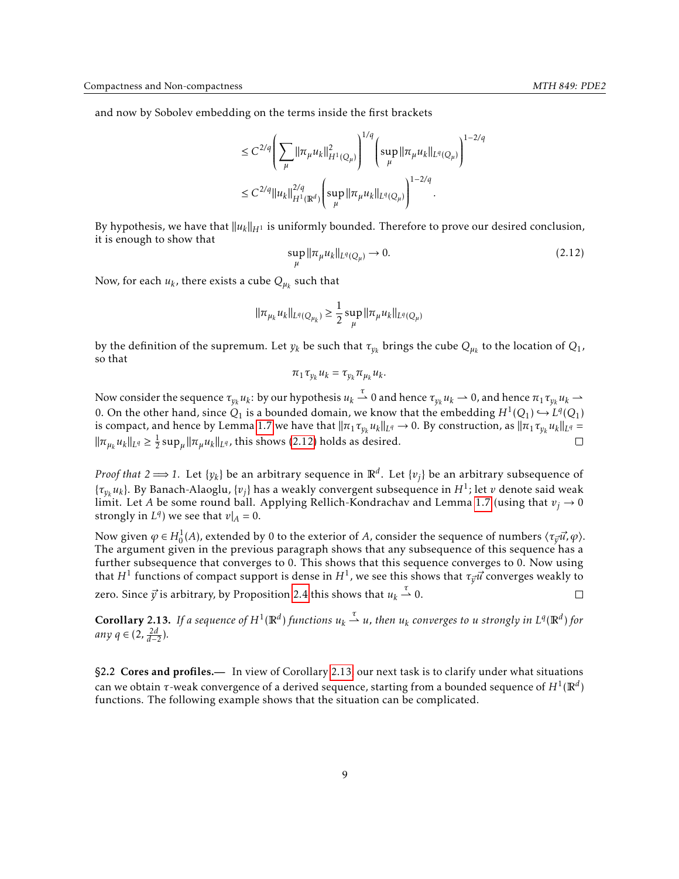and now by Sobolev embedding on the terms inside the first brackets

$$
\begin{aligned}
&\leq C^{2/q}\left(\sum_\mu \|\pi_\mu u_k\|^2_{H^1(Q_\mu)}\right)^{1/q}\left(\sup_\mu \|\pi_\mu u_k\|_{L^q(Q_\mu)}\right)^{1-2/q} \\
&\leq C^{2/q}\|u_k\|^{2/q}_{H^1(\mathbb{R}^d)}\left(\sup_\mu \|\pi_\mu u_k\|_{L^q(Q_\mu)}\right)^{1-2/q}.
\end{aligned}
$$

By hypothesis, we have that $\|u_k\|_{H^1}$ is uniformly bounded. Therefore to prove our desired conclusion, it is enough to show that

$$
\sup_\mu \|\pi_\mu u_k\|_{L^q(Q_\mu)} \to 0. \tag{2.12}
$$

Now, for each $u_k$, there exists a cube $Q_{\mu_k}$ such that

$$
\|\pi_{\mu_k} u_k\|_{L^q(Q_{\mu_k})} \geq \frac{1}{2}\sup_\mu \|\pi_\mu u_k\|_{L^q(Q_\mu)}
$$

by the definition of the supremum. Let $y_k$ be such that $\tau_{y_k}$ brings the cube $Q_{\mu_k}$ to the location of $Q_1$, so that

$$
\pi_1 \tau_{y_k} u_k = \tau_{y_k}\pi_{\mu_k} u_k.
$$

Now consider the sequence $\tau_{y_k} u_k$: by our hypothesis $u_k \overset{\tau}{\rightharpoonup} 0$ and hence $\tau_{y_k} u_k \rightharpoonup 0$, and hence $\pi_1 \tau_{y_k} u_k \rightharpoonup 0$. On the other hand, since $Q_1$ is a bounded domain, we know that the embedding $H^1(Q_1) \hookrightarrow L^q(Q_1)$ is compact, and hence by Lemma 1.7 we have that $\|\pi_1 \tau_{y_k} u_k\|_{L^q} \to 0$. By construction, as $\|\pi_1 \tau_{y_k} u_k\|_{L^q} = \|\pi_{\mu_k} u_k\|_{L^q} \geq \frac{1}{2}\sup_\mu \|\pi_\mu u_k\|_{L^q}$, this shows (2.12) holds as desired. □

*Proof that 2 $\Longrightarrow$ 1.* Let $\{y_k\}$ be an arbitrary sequence in $\mathbb{R}^d$. Let $\{v_j\}$ be an arbitrary subsequence of $\{\tau_{y_k} u_k\}$. By Banach-Alaoglu, $\{v_j\}$ has a weakly convergent subsequence in $H^1$; let $v$ denote said weak limit. Let $A$ be some round ball. Applying Rellich-Kondrachav and Lemma 1.7 (using that $v_j \to 0$ strongly in $L^q$) we see that $v|_A = 0$.

Now given $\varphi \in H^1_0(A)$, extended by 0 to the exterior of $A$, consider the sequence of numbers $\langle \tau_{\vec{y}}\vec{u}, \varphi\rangle$. The argument given in the previous paragraph shows that any subsequence of this sequence has a further subsequence that converges to 0. This shows that this sequence converges to 0. Now using that $H^1$ functions of compact support is dense in $H^1$, we see this shows that $\tau_{\vec{y}}\vec{u}$ converges weakly to zero. Since $\vec{y}$ is arbitrary, by Proposition 2.4 this shows that $u_k \overset{\tau}{\rightharpoonup} 0$. □

**Corollary 2.13.** *If a sequence of $H^1(\mathbb{R}^d)$ functions $u_k \overset{\tau}{\rightharpoonup} u$, then $u_k$ converges to $u$ strongly in $L^q(\mathbb{R}^d)$ for any $q \in (2, \frac{2d}{d-2})$.*

**§2.2 Cores and profiles.—** In view of Corollary 2.13, our next task is to clarify under what situations can we obtain $\tau$-weak convergence of a derived sequence, starting from a bounded sequence of $H^1(\mathbb{R}^d)$ functions. The following example shows that the situation can be complicated.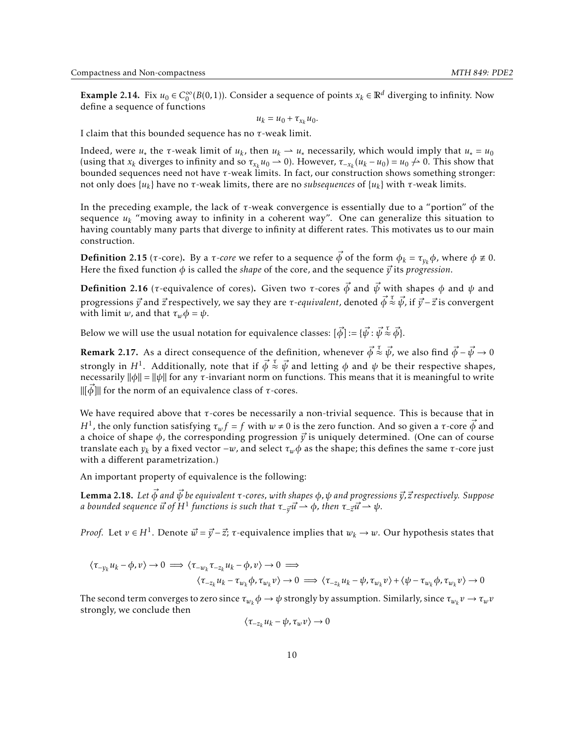**Example 2.14.** Fix $u_0 \in C_0^\infty(B(0,1))$. Consider a sequence of points $x_k \in \mathbb{R}^d$ diverging to infinity. Now define a sequence of functions

$$u_k = u_0 + \tau_{x_k} u_0.$$

I claim that this bounded sequence has no $\tau$-weak limit.

Indeed, were $u_*$ the $\tau$-weak limit of $u_k$, then $u_k \rightharpoonup u_*$ necessarily, which would imply that $u_* = u_0$ (using that $x_k$ diverges to infinity and so $\tau_{x_k} u_0 \rightharpoonup 0$). However, $\tau_{-x_k}(u_k - u_0) = u_0 \not\rightharpoonup 0$. This show that bounded sequences need not have $\tau$-weak limits. In fact, our construction shows something stronger: not only does $\{u_k\}$ have no $\tau$-weak limits, there are no *subsequences* of $\{u_k\}$ with $\tau$-weak limits.

In the preceding example, the lack of $\tau$-weak convergence is essentially due to a "portion" of the sequence $u_k$ "moving away to infinity in a coherent way". One can generalize this situation to having countably many parts that diverge to infinity at different rates. This motivates us to our main construction.

**Definition 2.15** ($\tau$-core)**.** By a *$\tau$-core* we refer to a sequence $\vec{\phi}$ of the form $\phi_k = \tau_{y_k}\phi$, where $\phi \not\equiv 0$. Here the fixed function $\phi$ is called the *shape* of the core, and the sequence $\vec{y}$ its *progression*.

**Definition 2.16** ($\tau$-equivalence of cores)**.** Given two $\tau$-cores $\vec{\phi}$ and $\vec{\psi}$ with shapes $\phi$ and $\psi$ and progressions $\vec{y}$ and $\vec{z}$ respectively, we say they are *$\tau$-equivalent*, denoted $\vec{\phi} \stackrel{\tau}{\approx} \vec{\psi}$, if $\vec{y} - \vec{z}$ is convergent with limit $w$, and that $\tau_w \phi = \psi$.

Below we will use the usual notation for equivalence classes: $[\vec{\phi}] := \{\vec{\psi} : \vec{\psi} \stackrel{\tau}{\approx} \vec{\phi}\}$.

**Remark 2.17.** As a direct consequence of the definition, whenever $\vec{\phi} \stackrel{\tau}{\approx} \vec{\psi}$, we also find $\vec{\phi} - \vec{\psi} \to 0$ strongly in $H^1$. Additionally, note that if $\vec{\phi} \stackrel{\tau}{\approx} \vec{\psi}$ and letting $\phi$ and $\psi$ be their respective shapes, necessarily $\|\phi\| = \|\psi\|$ for any $\tau$-invariant norm on functions. This means that it is meaningful to write $\|[\vec{\phi}]\|$ for the norm of an equivalence class of $\tau$-cores.

We have required above that $\tau$-cores be necessarily a non-trivial sequence. This is because that in $H^1$, the only function satisfying $\tau_w f = f$ with $w \neq 0$ is the zero function. And so given a $\tau$-core $\vec{\phi}$ and a choice of shape $\phi$, the corresponding progression $\vec{y}$ is uniquely determined. (One can of course translate each $y_k$ by a fixed vector $-w$, and select $\tau_w\phi$ as the shape; this defines the same $\tau$-core just with a different parametrization.)

An important property of equivalence is the following:

**Lemma 2.18.** *Let $\vec{\phi}$ and $\vec{\psi}$ be equivalent $\tau$-cores, with shapes $\phi, \psi$ and progressions $\vec{y}, \vec{z}$ respectively. Suppose a bounded sequence $\vec{u}$ of $H^1$ functions is such that $\tau_{-\vec{y}}\vec{u} \rightharpoonup \phi$, then $\tau_{-\vec{z}}\vec{u} \rightharpoonup \psi$.*

*Proof.* Let $v \in H^1$. Denote $\vec{w} = \vec{y} - \vec{z}$; $\tau$-equivalence implies that $w_k \to w$. Our hypothesis states that

$$\langle \tau_{-y_k} u_k - \phi, v \rangle \to 0 \implies \langle \tau_{-w_k}\tau_{-z_k} u_k - \phi, v\rangle \to 0 \implies$$
$$\langle \tau_{-z_k} u_k - \tau_{w_k}\phi, \tau_{w_k} v\rangle \to 0 \implies \langle \tau_{-z_k} u_k - \psi, \tau_{w_k} v\rangle + \langle \psi - \tau_{w_k}\phi, \tau_{w_k} v\rangle \to 0$$

The second term converges to zero since $\tau_{w_k}\phi \to \psi$ strongly by assumption. Similarly, since $\tau_{w_k} v \to \tau_w v$ strongly, we conclude then

$$\langle \tau_{-z_k} u_k - \psi, \tau_w v\rangle \to 0$$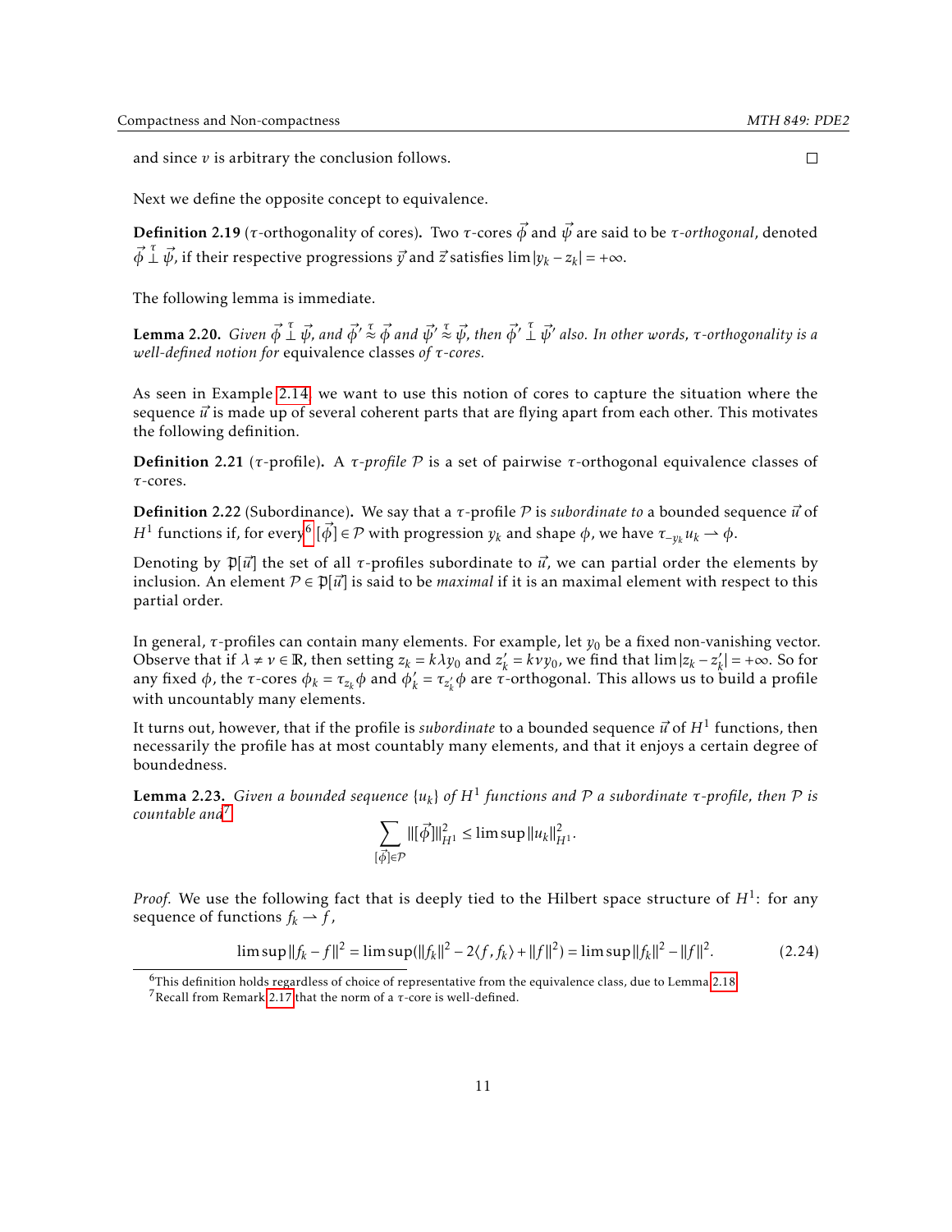and since $v$ is arbitrary the conclusion follows. □

Next we define the opposite concept to equivalence.

**Definition 2.19** ($\tau$-orthogonality of cores)**.** Two $\tau$-cores $\vec{\phi}$ and $\vec{\psi}$ are said to be *$\tau$-orthogonal*, denoted $\vec{\phi} \overset{\tau}{\perp} \vec{\psi}$, if their respective progressions $\vec{y}$ and $\vec{z}$ satisfies $\lim |y_k - z_k| = +\infty$.

The following lemma is immediate.

**Lemma 2.20.** *Given $\vec{\phi} \overset{\tau}{\perp} \vec{\psi}$, and $\vec{\phi}' \overset{\tau}{\approx} \vec{\phi}$ and $\vec{\psi}' \overset{\tau}{\approx} \vec{\psi}$, then $\vec{\phi}' \overset{\tau}{\perp} \vec{\psi}'$ also. In other words, $\tau$-orthogonality is a well-defined notion for* equivalence classes *of $\tau$-cores.*

As seen in Example 2.14, we want to use this notion of cores to capture the situation where the sequence $\vec{u}$ is made up of several coherent parts that are flying apart from each other. This motivates the following definition.

**Definition 2.21** ($\tau$-profile)**.** A *$\tau$-profile* $\mathcal{P}$ is a set of pairwise $\tau$-orthogonal equivalence classes of $\tau$-cores.

**Definition 2.22** (Subordinance)**.** We say that a $\tau$-profile $\mathcal{P}$ is *subordinate to* a bounded sequence $\vec{u}$ of $H^1$ functions if, for every[6] $[\vec{\phi}] \in \mathcal{P}$ with progression $y_k$ and shape $\phi$, we have $\tau_{-y_k} u_k \rightharpoonup \phi$.

Denoting by $\mathfrak{P}[\vec{u}]$ the set of all $\tau$-profiles subordinate to $\vec{u}$, we can partial order the elements by inclusion. An element $\mathcal{P} \in \mathfrak{P}[\vec{u}]$ is said to be *maximal* if it is an maximal element with respect to this partial order.

In general, $\tau$-profiles can contain many elements. For example, let $y_0$ be a fixed non-vanishing vector. Observe that if $\lambda \neq \nu \in \mathbb{R}$, then setting $z_k = k\lambda y_0$ and $z'_k = k\nu y_0$, we find that $\lim |z_k - z'_k| = +\infty$. So for any fixed $\phi$, the $\tau$-cores $\phi_k = \tau_{z_k}\phi$ and $\phi'_k = \tau_{z'_k}\phi$ are $\tau$-orthogonal. This allows us to build a profile with uncountably many elements.

It turns out, however, that if the profile is *subordinate* to a bounded sequence $\vec{u}$ of $H^1$ functions, then necessarily the profile has at most countably many elements, and that it enjoys a certain degree of boundedness.

**Lemma 2.23.** *Given a bounded sequence $\{u_k\}$ of $H^1$ functions and $\mathcal{P}$ a subordinate $\tau$-profile, then $\mathcal{P}$ is countable and*[7]

$$\sum_{[\vec{\phi}] \in \mathcal{P}} \| [\vec{\phi}] \|_{H^1}^2 \leq \limsup \|u_k\|_{H^1}^2.$$

*Proof.* We use the following fact that is deeply tied to the Hilbert space structure of $H^1$: for any sequence of functions $f_k \rightharpoonup f$,

$$\limsup \|f_k - f\|^2 = \limsup(\|f_k\|^2 - 2\langle f, f_k \rangle + \|f\|^2) = \limsup \|f_k\|^2 - \|f\|^2. \tag{2.24}$$

[6] This definition holds regardless of choice of representative from the equivalence class, due to Lemma 2.18.

[7] Recall from Remark 2.17 that the norm of a $\tau$-core is well-defined.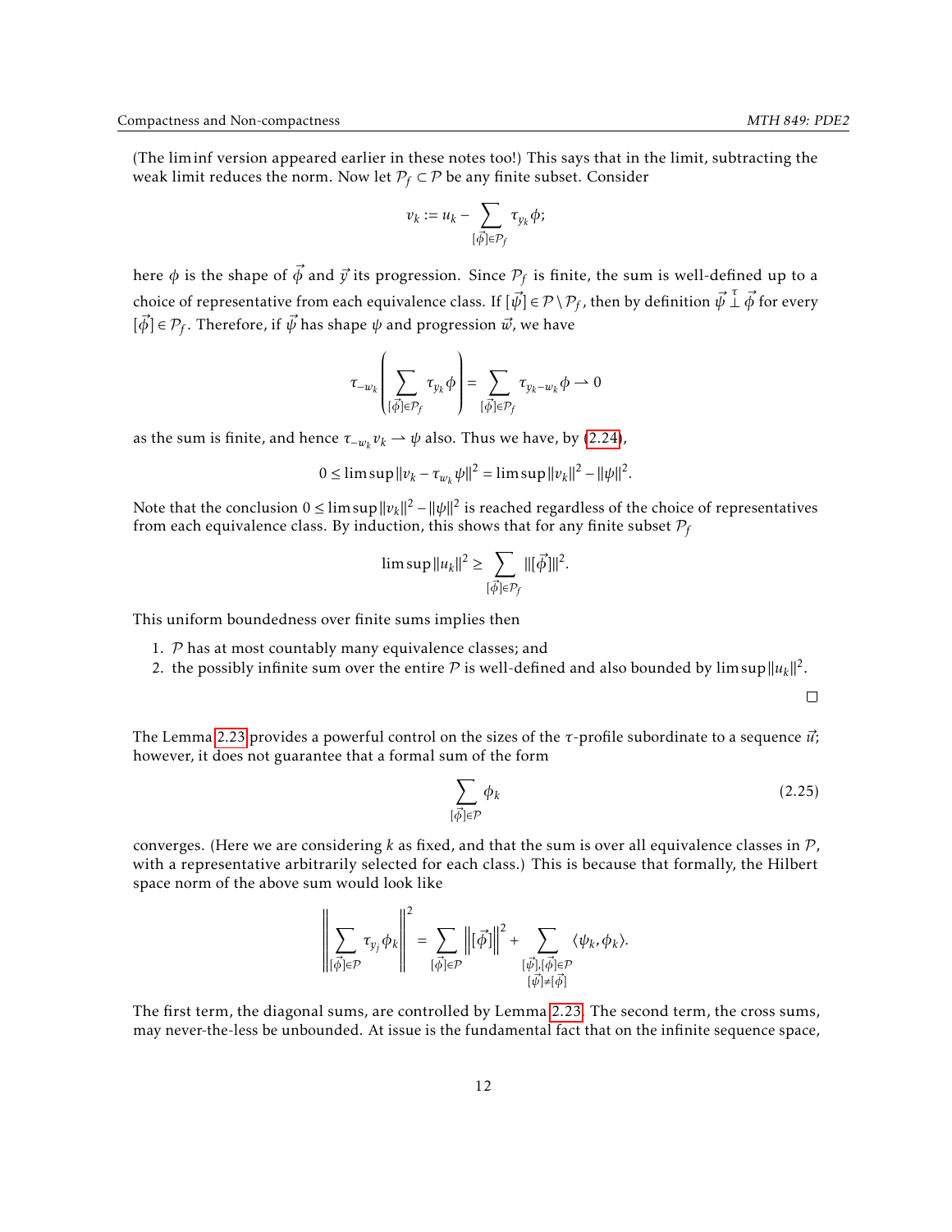(The lim inf version appeared earlier in these notes too!) This says that in the limit, subtracting the weak limit reduces the norm. Now let $\mathcal{P}_f \subset \mathcal{P}$ be any finite subset. Consider

$$v_k := u_k - \sum_{[\vec{\phi}]\in\mathcal{P}_f} \tau_{y_k}\phi;$$

here $\phi$ is the shape of $\vec{\phi}$ and $\vec{y}$ its progression. Since $\mathcal{P}_f$ is finite, the sum is well-defined up to a choice of representative from each equivalence class. If $[\vec{\psi}] \in \mathcal{P}\setminus\mathcal{P}_f$, then by definition $\vec{\psi} \overset{\tau}{\perp} \vec{\phi}$ for every $[\vec{\phi}] \in \mathcal{P}_f$. Therefore, if $\vec{\psi}$ has shape $\psi$ and progression $\vec{w}$, we have

$$\tau_{-w_k}\left(\sum_{[\vec{\phi}]\in\mathcal{P}_f} \tau_{y_k}\phi\right) = \sum_{[\vec{\phi}]\in\mathcal{P}_f} \tau_{y_k - w_k}\phi \rightharpoonup 0$$

as the sum is finite, and hence $\tau_{-w_k} v_k \rightharpoonup \psi$ also. Thus we have, by (2.24),

$$0 \leq \limsup \|v_k - \tau_{w_k}\psi\|^2 = \limsup \|v_k\|^2 - \|\psi\|^2.$$

Note that the conclusion $0 \leq \limsup\|v_k\|^2 - \|\psi\|^2$ is reached regardless of the choice of representatives from each equivalence class. By induction, this shows that for any finite subset $\mathcal{P}_f$

$$\limsup \|u_k\|^2 \geq \sum_{[\vec{\phi}]\in\mathcal{P}_f} \|[\vec{\phi}]\|^2.$$

This uniform boundedness over finite sums implies then

1. $\mathcal{P}$ has at most countably many equivalence classes; and
2. the possibly infinite sum over the entire $\mathcal{P}$ is well-defined and also bounded by $\limsup\|u_k\|^2$.

□

The Lemma 2.23 provides a powerful control on the sizes of the $\tau$-profile subordinate to a sequence $\vec{u}$; however, it does not guarantee that a formal sum of the form

$$\sum_{[\vec{\phi}]\in\mathcal{P}} \phi_k \tag{2.25}$$

converges. (Here we are considering $k$ as fixed, and that the sum is over all equivalence classes in $\mathcal{P}$, with a representative arbitrarily selected for each class.) This is because that formally, the Hilbert space norm of the above sum would look like

$$\left\|\sum_{[\vec{\phi}]\in\mathcal{P}} \tau_{y_j}\phi_k\right\|^2 = \sum_{[\vec{\phi}]\in\mathcal{P}} \left\|[\vec{\phi}]\right\|^2 + \sum_{\substack{[\vec{\psi}],[\vec{\phi}]\in\mathcal{P} \\ [\vec{\psi}]\neq[\vec{\phi}]}} \langle \psi_k, \phi_k\rangle.$$

The first term, the diagonal sums, are controlled by Lemma 2.23. The second term, the cross sums, may never-the-less be unbounded. At issue is the fundamental fact that on the infinite sequence space,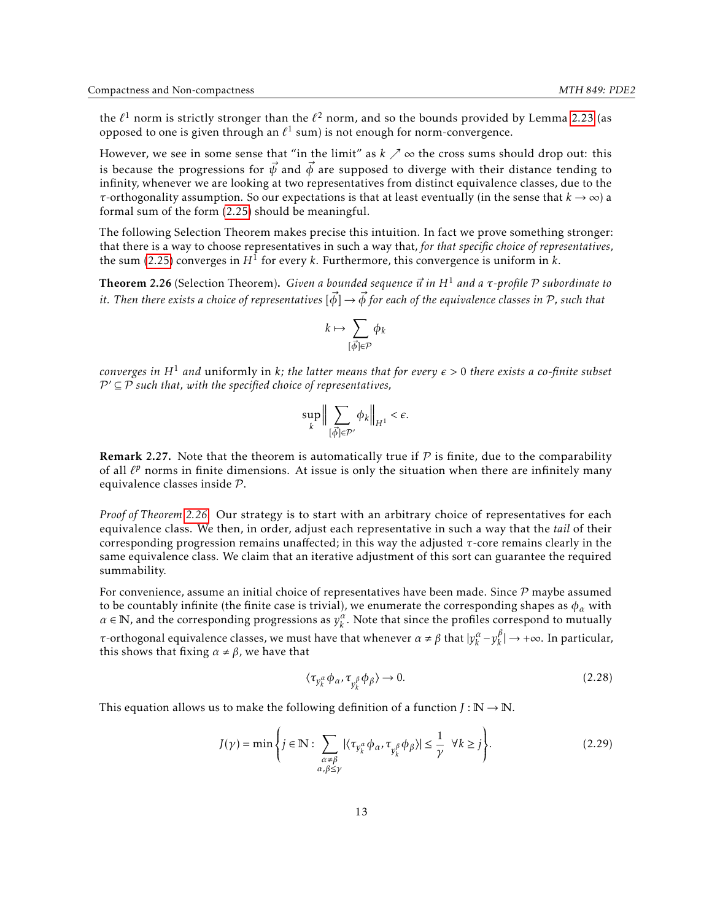the $\ell^1$ norm is strictly stronger than the $\ell^2$ norm, and so the bounds provided by Lemma 2.23 (as opposed to one is given through an $\ell^1$ sum) is not enough for norm-convergence.

However, we see in some sense that "in the limit" as $k \nearrow \infty$ the cross sums should drop out: this is because the progressions for $\vec{\psi}$ and $\vec{\phi}$ are supposed to diverge with their distance tending to infinity, whenever we are looking at two representatives from distinct equivalence classes, due to the $\tau$-orthogonality assumption. So our expectations is that at least eventually (in the sense that $k \to \infty$) a formal sum of the form (2.25) should be meaningful.

The following Selection Theorem makes precise this intuition. In fact we prove something stronger: that there is a way to choose representatives in such a way that, *for that specific choice of representatives*, the sum (2.25) converges in $H^1$ for every $k$. Furthermore, this convergence is uniform in $k$.

**Theorem 2.26** (Selection Theorem)**.** *Given a bounded sequence $\vec{u}$ in $H^1$ and a $\tau$-profile $\mathcal{P}$ subordinate to it. Then there exists a choice of representatives $[\vec{\phi}] \to \vec{\phi}$ for each of the equivalence classes in $\mathcal{P}$, such that*

$$k \mapsto \sum_{[\vec{\phi}] \in \mathcal{P}} \phi_k$$

*converges in $H^1$ and* uniformly in $k$; *the latter means that for every $\epsilon > 0$ there exists a co-finite subset $\mathcal{P}' \subseteq \mathcal{P}$ such that, with the specified choice of representatives,*

$$\sup_k \Big\| \sum_{[\vec{\phi}] \in \mathcal{P}'} \phi_k \Big\|_{H^1} < \epsilon.$$

**Remark 2.27.** Note that the theorem is automatically true if $\mathcal{P}$ is finite, due to the comparability of all $\ell^p$ norms in finite dimensions. At issue is only the situation when there are infinitely many equivalence classes inside $\mathcal{P}$.

*Proof of Theorem 2.26.* Our strategy is to start with an arbitrary choice of representatives for each equivalence class. We then, in order, adjust each representative in such a way that the *tail* of their corresponding progression remains unaffected; in this way the adjusted $\tau$-core remains clearly in the same equivalence class. We claim that an iterative adjustment of this sort can guarantee the required summability.

For convenience, assume an initial choice of representatives have been made. Since $\mathcal{P}$ maybe assumed to be countably infinite (the finite case is trivial), we enumerate the corresponding shapes as $\phi_\alpha$ with $\alpha \in \mathbb{N}$, and the corresponding progressions as $y_k^\alpha$. Note that since the profiles correspond to mutually $\tau$-orthogonal equivalence classes, we must have that whenever $\alpha \neq \beta$ that $|y_k^\alpha - y_k^\beta| \to +\infty$. In particular, this shows that fixing $\alpha \neq \beta$, we have that

$$\langle \tau_{y_k^\alpha} \phi_\alpha, \tau_{y_k^\beta} \phi_\beta \rangle \to 0. \tag{2.28}$$

This equation allows us to make the following definition of a function $J : \mathbb{N} \to \mathbb{N}$.

$$J(\gamma) = \min \left\{ j \in \mathbb{N} : \sum_{\substack{\alpha \neq \beta \\ \alpha, \beta \leq \gamma}} |\langle \tau_{y_k^\alpha} \phi_\alpha, \tau_{y_k^\beta} \phi_\beta \rangle| \leq \frac{1}{\gamma} \quad \forall k \geq j \right\}. \tag{2.29}$$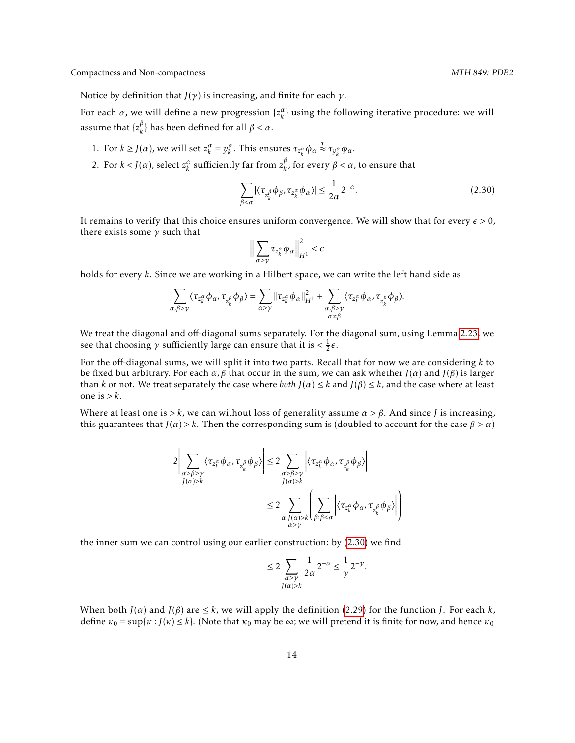Notice by definition that $J(\gamma)$ is increasing, and finite for each $\gamma$.

For each $\alpha$, we will define a new progression $\{z_k^\alpha\}$ using the following iterative procedure: we will assume that $\{z_k^\beta\}$ has been defined for all $\beta < \alpha$.

1. For $k \geq J(\alpha)$, we will set $z_k^\alpha = y_k^\alpha$. This ensures $\tau_{z_k^\alpha}\phi_\alpha \overset{\tau}{\approx} \tau_{y_k^\alpha}\phi_\alpha$.
2. For $k < J(\alpha)$, select $z_k^\alpha$ sufficiently far from $z_k^\beta$, for every $\beta < \alpha$, to ensure that

$$\sum_{\beta<\alpha} |\langle \tau_{z_k^\beta}\phi_\beta, \tau_{z_k^\alpha}\phi_\alpha\rangle| \leq \frac{1}{2\alpha}2^{-\alpha}. \tag{2.30}$$

It remains to verify that this choice ensures uniform convergence. We will show that for every $\epsilon > 0$, there exists some $\gamma$ such that

$$\Big\| \sum_{\alpha>\gamma} \tau_{z_k^\alpha}\phi_\alpha \Big\|_{H^1}^2 < \epsilon$$

holds for every $k$. Since we are working in a Hilbert space, we can write the left hand side as

$$\sum_{\alpha,\beta>\gamma} \langle \tau_{z_k^\alpha}\phi_\alpha, \tau_{z_k^\beta}\phi_\beta\rangle = \sum_{\alpha>\gamma} \|\tau_{z_k^\alpha}\phi_\alpha\|_{H^1}^2 + \sum_{\substack{\alpha,\beta>\gamma\\ \alpha\neq\beta}} \langle \tau_{z_k^\alpha}\phi_\alpha, \tau_{z_k^\beta}\phi_\beta\rangle.$$

We treat the diagonal and off-diagonal sums separately. For the diagonal sum, using Lemma 2.23 we see that choosing $\gamma$ sufficiently large can ensure that it is $< \frac{1}{2}\epsilon$.

For the off-diagonal sums, we will split it into two parts. Recall that for now we are considering $k$ to be fixed but arbitrary. For each $\alpha, \beta$ that occur in the sum, we can ask whether $J(\alpha)$ and $J(\beta)$ is larger than $k$ or not. We treat separately the case where *both* $J(\alpha) \leq k$ and $J(\beta) \leq k$, and the case where at least one is $> k$.

Where at least one is $> k$, we can without loss of generality assume $\alpha > \beta$. And since $J$ is increasing, this guarantees that $J(\alpha) > k$. Then the corresponding sum is (doubled to account for the case $\beta > \alpha$)

$$\begin{aligned}
2\Bigg|\sum_{\substack{\alpha>\beta>\gamma\\ J(\alpha)>k}} \langle \tau_{z_k^\alpha}\phi_\alpha, \tau_{z_k^\beta}\phi_\beta\rangle\Bigg| &\leq 2\sum_{\substack{\alpha>\beta>\gamma\\ J(\alpha)>k}} \Big|\langle \tau_{z_k^\alpha}\phi_\alpha, \tau_{z_k^\beta}\phi_\beta\rangle\Big| \\
&\leq 2\sum_{\substack{\alpha:J(\alpha)>k\\ \alpha>\gamma}} \Bigg(\sum_{\beta:\beta<\alpha} \Big|\langle \tau_{z_k^\alpha}\phi_\alpha, \tau_{z_k^\beta}\phi_\beta\rangle\Big|\Bigg)
\end{aligned}$$

the inner sum we can control using our earlier construction: by (2.30) we find

$$\leq 2\sum_{\substack{\alpha>\gamma\\ J(\alpha)>k}} \frac{1}{2\alpha}2^{-\alpha} \leq \frac{1}{\gamma}2^{-\gamma}.$$

When both $J(\alpha)$ and $J(\beta)$ are $\leq k$, we will apply the definition (2.29) for the function $J$. For each $k$, define $\kappa_0 = \sup\{\kappa : J(\kappa) \leq k\}$. (Note that $\kappa_0$ may be $\infty$; we will pretend it is finite for now, and hence $\kappa_0$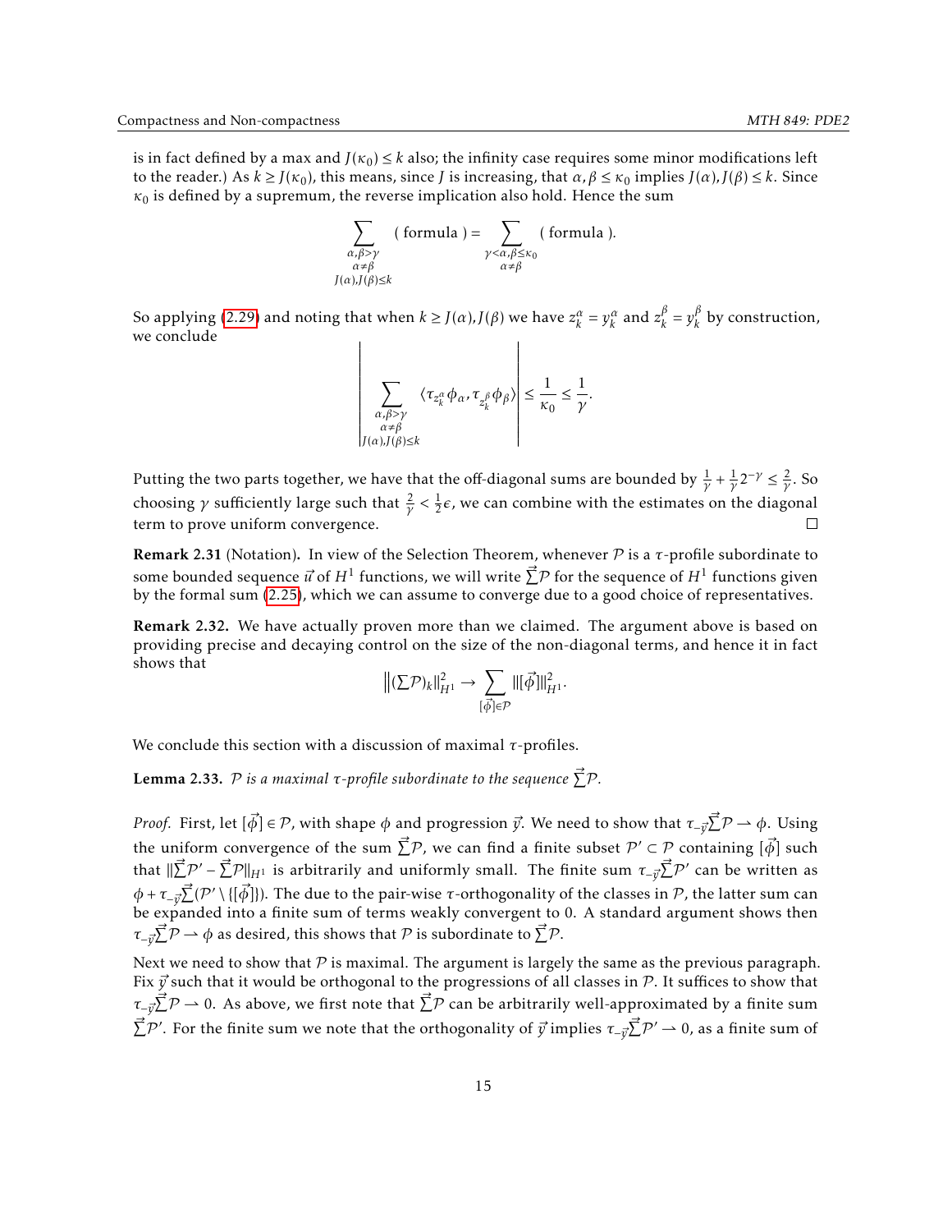is in fact defined by a max and $J(\kappa_0) \leq k$ also; the infinity case requires some minor modifications left to the reader.) As $k \geq J(\kappa_0)$, this means, since $J$ is increasing, that $\alpha, \beta \leq \kappa_0$ implies $J(\alpha), J(\beta) \leq k$. Since $\kappa_0$ is defined by a supremum, the reverse implication also hold. Hence the sum

$$\sum_{\substack{\alpha,\beta>\gamma \\ \alpha\neq\beta \\ J(\alpha),J(\beta)\leq k}} (\text{ formula }) = \sum_{\substack{\gamma<\alpha,\beta\leq\kappa_0 \\ \alpha\neq\beta}} (\text{ formula }).$$

So applying (2.29) and noting that when $k \geq J(\alpha), J(\beta)$ we have $z_k^\alpha = y_k^\alpha$ and $z_k^\beta = y_k^\beta$ by construction, we conclude

$$\left| \sum_{\substack{\alpha,\beta>\gamma \\ \alpha\neq\beta \\ J(\alpha),J(\beta)\leq k}} \langle \tau_{z_k^\alpha} \phi_\alpha, \tau_{z_k^\beta} \phi_\beta \rangle \right| \leq \frac{1}{\kappa_0} \leq \frac{1}{\gamma}.$$

Putting the two parts together, we have that the off-diagonal sums are bounded by $\frac{1}{\gamma} + \frac{1}{\gamma} 2^{-\gamma} \leq \frac{2}{\gamma}$. So choosing $\gamma$ sufficiently large such that $\frac{2}{\gamma} < \frac{1}{2}\epsilon$, we can combine with the estimates on the diagonal term to prove uniform convergence. $\square$

**Remark 2.31** (Notation)**.** In view of the Selection Theorem, whenever $\mathcal{P}$ is a $\tau$-profile subordinate to some bounded sequence $\vec{u}$ of $H^1$ functions, we will write $\vec{\sum}\mathcal{P}$ for the sequence of $H^1$ functions given by the formal sum (2.25), which we can assume to converge due to a good choice of representatives.

**Remark 2.32.** We have actually proven more than we claimed. The argument above is based on providing precise and decaying control on the size of the non-diagonal terms, and hence it in fact shows that

$$\left\|(\Sigma\mathcal{P})_k\right\|_{H^1}^2 \to \sum_{[\vec{\phi}]\in\mathcal{P}} \|[\vec{\phi}]\|_{H^1}^2.$$

We conclude this section with a discussion of maximal $\tau$-profiles.

**Lemma 2.33.** *$\mathcal{P}$ is a maximal $\tau$-profile subordinate to the sequence $\vec{\sum}\mathcal{P}$.*

*Proof.* First, let $[\vec{\phi}] \in \mathcal{P}$, with shape $\phi$ and progression $\vec{y}$. We need to show that $\tau_{-\vec{y}}\vec{\sum}\mathcal{P} \rightharpoonup \phi$. Using the uniform convergence of the sum $\vec{\sum}\mathcal{P}$, we can find a finite subset $\mathcal{P}' \subset \mathcal{P}$ containing $[\vec{\phi}]$ such that $\|\vec{\sum}\mathcal{P}' - \vec{\sum}\mathcal{P}\|_{H^1}$ is arbitrarily and uniformly small. The finite sum $\tau_{-\vec{y}}\vec{\sum}\mathcal{P}'$ can be written as $\phi + \tau_{-\vec{y}}\vec{\sum}(\mathcal{P}' \setminus \{[\vec{\phi}]\})$. The due to the pair-wise $\tau$-orthogonality of the classes in $\mathcal{P}$, the latter sum can be expanded into a finite sum of terms weakly convergent to 0. A standard argument shows then $\tau_{-\vec{y}}\vec{\sum}\mathcal{P} \rightharpoonup \phi$ as desired, this shows that $\mathcal{P}$ is subordinate to $\vec{\sum}\mathcal{P}$.

Next we need to show that $\mathcal{P}$ is maximal. The argument is largely the same as the previous paragraph. Fix $\vec{y}$ such that it would be orthogonal to the progressions of all classes in $\mathcal{P}$. It suffices to show that $\tau_{-\vec{y}}\vec{\sum}\mathcal{P} \rightharpoonup 0$. As above, we first note that $\vec{\sum}\mathcal{P}$ can be arbitrarily well-approximated by a finite sum $\vec{\sum}\mathcal{P}'$. For the finite sum we note that the orthogonality of $\vec{y}$ implies $\tau_{-\vec{y}}\vec{\sum}\mathcal{P}' \rightharpoonup 0$, as a finite sum of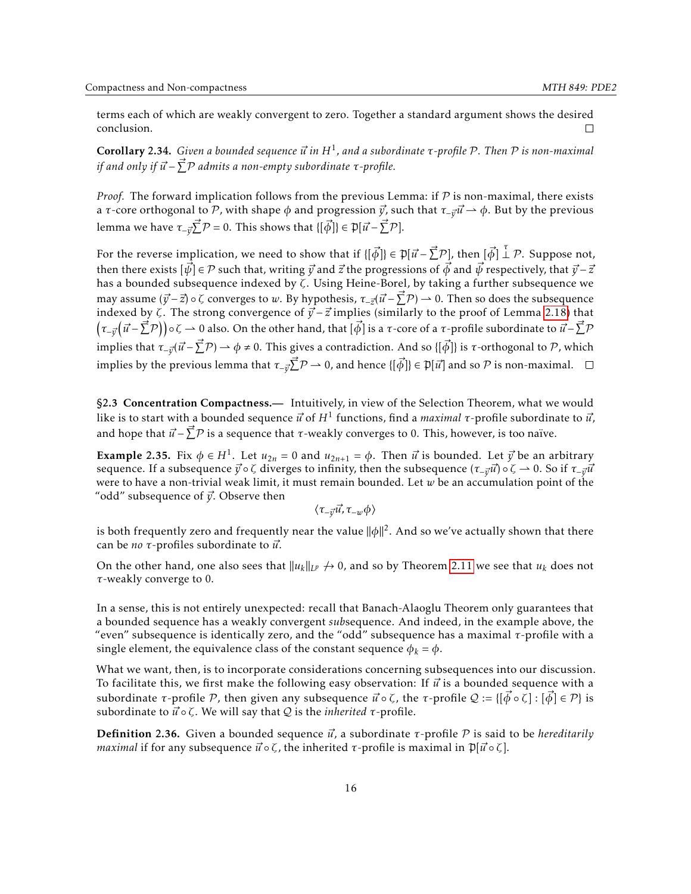terms each of which are weakly convergent to zero. Together a standard argument shows the desired conclusion. □

**Corollary 2.34.** *Given a bounded sequence $\vec{u}$ in $H^1$, and a subordinate $\tau$-profile $\mathcal{P}$. Then $\mathcal{P}$ is non-maximal if and only if $\vec{u} - \vec{\sum}\mathcal{P}$ admits a non-empty subordinate $\tau$-profile.*

*Proof.* The forward implication follows from the previous Lemma: if $\mathcal{P}$ is non-maximal, there exists a $\tau$-core orthogonal to $\mathcal{P}$, with shape $\phi$ and progression $\vec{y}$, such that $\tau_{-\vec{y}}\vec{u} \rightharpoonup \phi$. But by the previous lemma we have $\tau_{-\vec{y}}\vec{\sum}\mathcal{P} = 0$. This shows that $\{[\vec{\phi}]\} \in \mathfrak{P}[\vec{u} - \vec{\sum}\mathcal{P}]$.

For the reverse implication, we need to show that if $\{[\vec{\phi}]\} \in \mathfrak{P}[\vec{u} - \vec{\sum}\mathcal{P}]$, then $[\vec{\phi}] \overset{\tau}{\perp} \mathcal{P}$. Suppose not, then there exists $[\vec{\psi}] \in \mathcal{P}$ such that, writing $\vec{y}$ and $\vec{z}$ the progressions of $\vec{\phi}$ and $\vec{\psi}$ respectively, that $\vec{y} - \vec{z}$ has a bounded subsequence indexed by $\zeta$. Using Heine-Borel, by taking a further subsequence we may assume $(\vec{y} - \vec{z}) \circ \zeta$ converges to $w$. By hypothesis, $\tau_{-\vec{z}}(\vec{u} - \vec{\sum}\mathcal{P}) \rightharpoonup 0$. Then so does the subsequence indexed by $\zeta$. The strong convergence of $\vec{y} - \vec{z}$ implies (similarly to the proof of Lemma 2.18) that $\left(\tau_{-\vec{y}}\left(\vec{u} - \vec{\sum}\mathcal{P}\right)\right) \circ \zeta \rightharpoonup 0$ also. On the other hand, that $[\vec{\phi}]$ is a $\tau$-core of a $\tau$-profile subordinate to $\vec{u} - \vec{\sum}\mathcal{P}$ implies that $\tau_{-\vec{y}}(\vec{u} - \vec{\sum}\mathcal{P}) \rightharpoonup \phi \neq 0$. This gives a contradiction. And so $\{[\vec{\phi}]\}$ is $\tau$-orthogonal to $\mathcal{P}$, which implies by the previous lemma that $\tau_{-\vec{y}}\vec{\sum}\mathcal{P} \rightharpoonup 0$, and hence $\{[\vec{\phi}]\} \in \mathfrak{P}[\vec{u}]$ and so $\mathcal{P}$ is non-maximal. □

**§2.3 Concentration Compactness.—** Intuitively, in view of the Selection Theorem, what we would like is to start with a bounded sequence $\vec{u}$ of $H^1$ functions, find a *maximal* $\tau$-profile subordinate to $\vec{u}$, and hope that $\vec{u} - \vec{\sum}\mathcal{P}$ is a sequence that $\tau$-weakly converges to 0. This, however, is too naïve.

**Example 2.35.** Fix $\phi \in H^1$. Let $u_{2n} = 0$ and $u_{2n+1} = \phi$. Then $\vec{u}$ is bounded. Let $\vec{y}$ be an arbitrary sequence. If a subsequence $\vec{y} \circ \zeta$ diverges to infinity, then the subsequence $(\tau_{-\vec{y}}\vec{u}) \circ \zeta \rightharpoonup 0$. So if $\tau_{-\vec{y}}\vec{u}$ were to have a non-trivial weak limit, it must remain bounded. Let $w$ be an accumulation point of the "odd" subsequence of $\vec{y}$. Observe then

$$\langle \tau_{-\vec{y}}\vec{u}, \tau_{-w}\phi \rangle$$

is both frequently zero and frequently near the value $\|\phi\|^2$. And so we've actually shown that there can be *no* $\tau$-profiles subordinate to $\vec{u}$.

On the other hand, one also sees that $\|u_k\|_{L^p} \not\to 0$, and so by Theorem 2.11 we see that $u_k$ does not $\tau$-weakly converge to 0.

In a sense, this is not entirely unexpected: recall that Banach-Alaoglu Theorem only guarantees that a bounded sequence has a weakly convergent *sub*sequence. And indeed, in the example above, the "even" subsequence is identically zero, and the "odd" subsequence has a maximal $\tau$-profile with a single element, the equivalence class of the constant sequence $\phi_k = \phi$.

What we want, then, is to incorporate considerations concerning subsequences into our discussion. To facilitate this, we first make the following easy observation: If $\vec{u}$ is a bounded sequence with a subordinate $\tau$-profile $\mathcal{P}$, then given any subsequence $\vec{u} \circ \zeta$, the $\tau$-profile $\mathcal{Q} := \{[\vec{\phi} \circ \zeta] : [\vec{\phi}] \in \mathcal{P}\}$ is subordinate to $\vec{u} \circ \zeta$. We will say that $\mathcal{Q}$ is the *inherited* $\tau$-profile.

**Definition 2.36.** Given a bounded sequence $\vec{u}$, a subordinate $\tau$-profile $\mathcal{P}$ is said to be *hereditarily maximal* if for any subsequence $\vec{u} \circ \zeta$, the inherited $\tau$-profile is maximal in $\mathfrak{P}[\vec{u} \circ \zeta]$.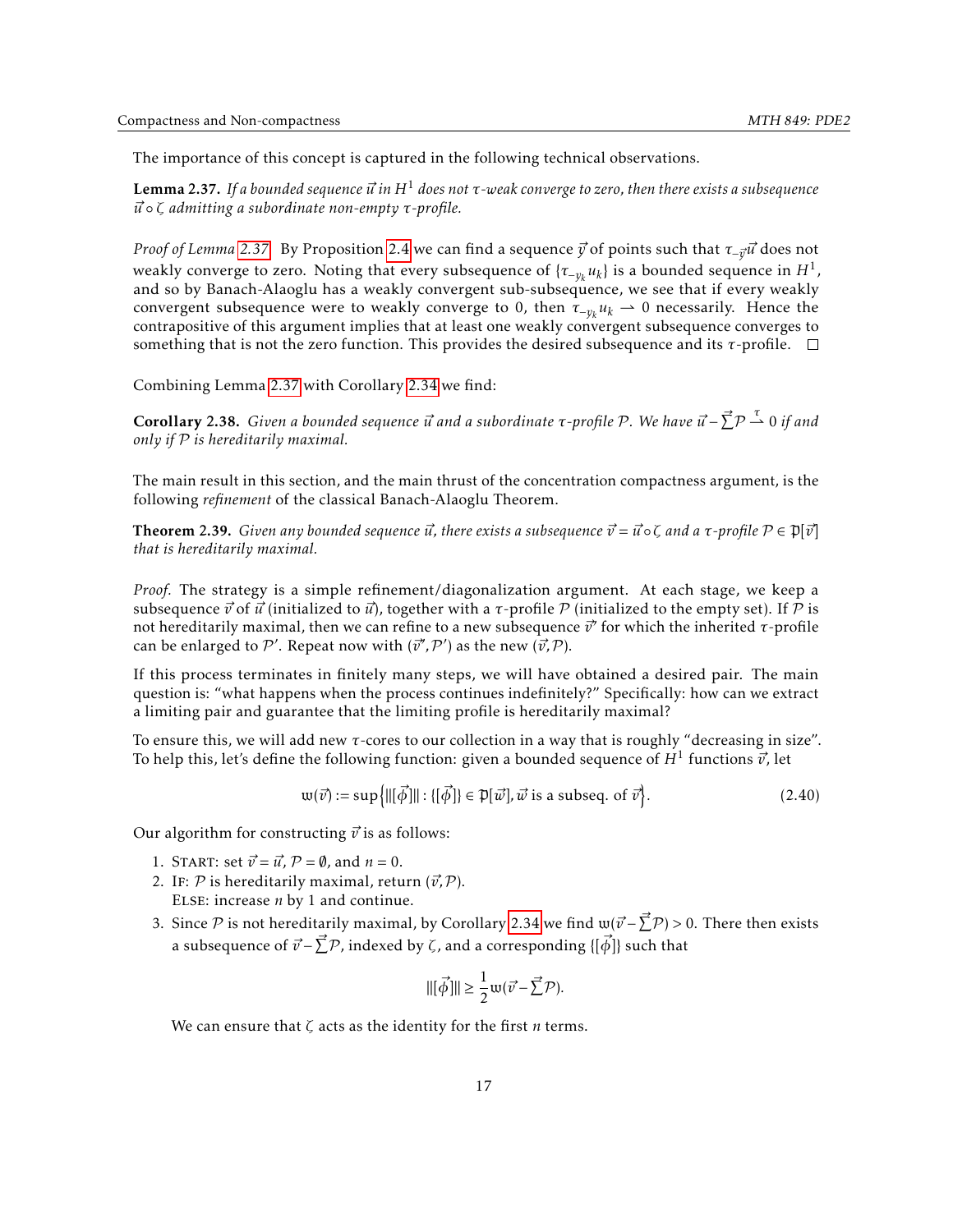The importance of this concept is captured in the following technical observations.

**Lemma 2.37.** *If a bounded sequence $\vec{u}$ in $H^1$ does not $\tau$-weak converge to zero, then there exists a subsequence $\vec{u} \circ \zeta$ admitting a subordinate non-empty $\tau$-profile.*

*Proof of Lemma 2.37.* By Proposition 2.4 we can find a sequence $\vec{y}$ of points such that $\tau_{-\vec{y}}\vec{u}$ does not weakly converge to zero. Noting that every subsequence of $\{\tau_{-y_k} u_k\}$ is a bounded sequence in $H^1$, and so by Banach-Alaoglu has a weakly convergent sub-subsequence, we see that if every weakly convergent subsequence were to weakly converge to 0, then $\tau_{-y_k} u_k \rightharpoonup 0$ necessarily. Hence the contrapositive of this argument implies that at least one weakly convergent subsequence converges to something that is not the zero function. This provides the desired subsequence and its $\tau$-profile. $\square$

Combining Lemma 2.37 with Corollary 2.34 we find:

**Corollary 2.38.** *Given a bounded sequence $\vec{u}$ and a subordinate $\tau$-profile $\mathcal{P}$. We have $\vec{u} - \vec{\sum}\mathcal{P} \overset{\tau}{\rightharpoonup} 0$ if and only if $\mathcal{P}$ is hereditarily maximal.*

The main result in this section, and the main thrust of the concentration compactness argument, is the following *refinement* of the classical Banach-Alaoglu Theorem.

**Theorem 2.39.** *Given any bounded sequence $\vec{u}$, there exists a subsequence $\vec{v} = \vec{u} \circ \zeta$ and a $\tau$-profile $\mathcal{P} \in \mathfrak{P}[\vec{v}]$ that is hereditarily maximal.*

*Proof.* The strategy is a simple refinement/diagonalization argument. At each stage, we keep a subsequence $\vec{v}$ of $\vec{u}$ (initialized to $\vec{u}$), together with a $\tau$-profile $\mathcal{P}$ (initialized to the empty set). If $\mathcal{P}$ is not hereditarily maximal, then we can refine to a new subsequence $\vec{v}'$ for which the inherited $\tau$-profile can be enlarged to $\mathcal{P}'$. Repeat now with $(\vec{v}', \mathcal{P}')$ as the new $(\vec{v}, \mathcal{P})$.

If this process terminates in finitely many steps, we will have obtained a desired pair. The main question is: "what happens when the process continues indefinitely?" Specifically: how can we extract a limiting pair and guarantee that the limiting profile is hereditarily maximal?

To ensure this, we will add new $\tau$-cores to our collection in a way that is roughly "decreasing in size". To help this, let's define the following function: given a bounded sequence of $H^1$ functions $\vec{v}$, let

$$\mathfrak{w}(\vec{v}) := \sup\left\{ |||[\vec{\phi}]||| : \{[\vec{\phi}]\} \in \mathfrak{P}[\vec{w}], \vec{w} \text{ is a subseq. of } \vec{v} \right\}. \tag{2.40}$$

Our algorithm for constructing $\vec{v}$ is as follows:

1. START: set $\vec{v} = \vec{u}$, $\mathcal{P} = \emptyset$, and $n = 0$.
2. IF: $\mathcal{P}$ is hereditarily maximal, return $(\vec{v}, \mathcal{P})$.
   ELSE: increase $n$ by 1 and continue.
3. Since $\mathcal{P}$ is not hereditarily maximal, by Corollary 2.34 we find $\mathfrak{w}(\vec{v} - \vec{\sum}\mathcal{P}) > 0$. There then exists a subsequence of $\vec{v} - \vec{\sum}\mathcal{P}$, indexed by $\zeta$, and a corresponding $\{[\vec{\phi}]\}$ such that

   $$|||[\vec{\phi}]||| \geq \frac{1}{2}\mathfrak{w}(\vec{v} - \vec{\sum}\mathcal{P}).$$

   We can ensure that $\zeta$ acts as the identity for the first $n$ terms.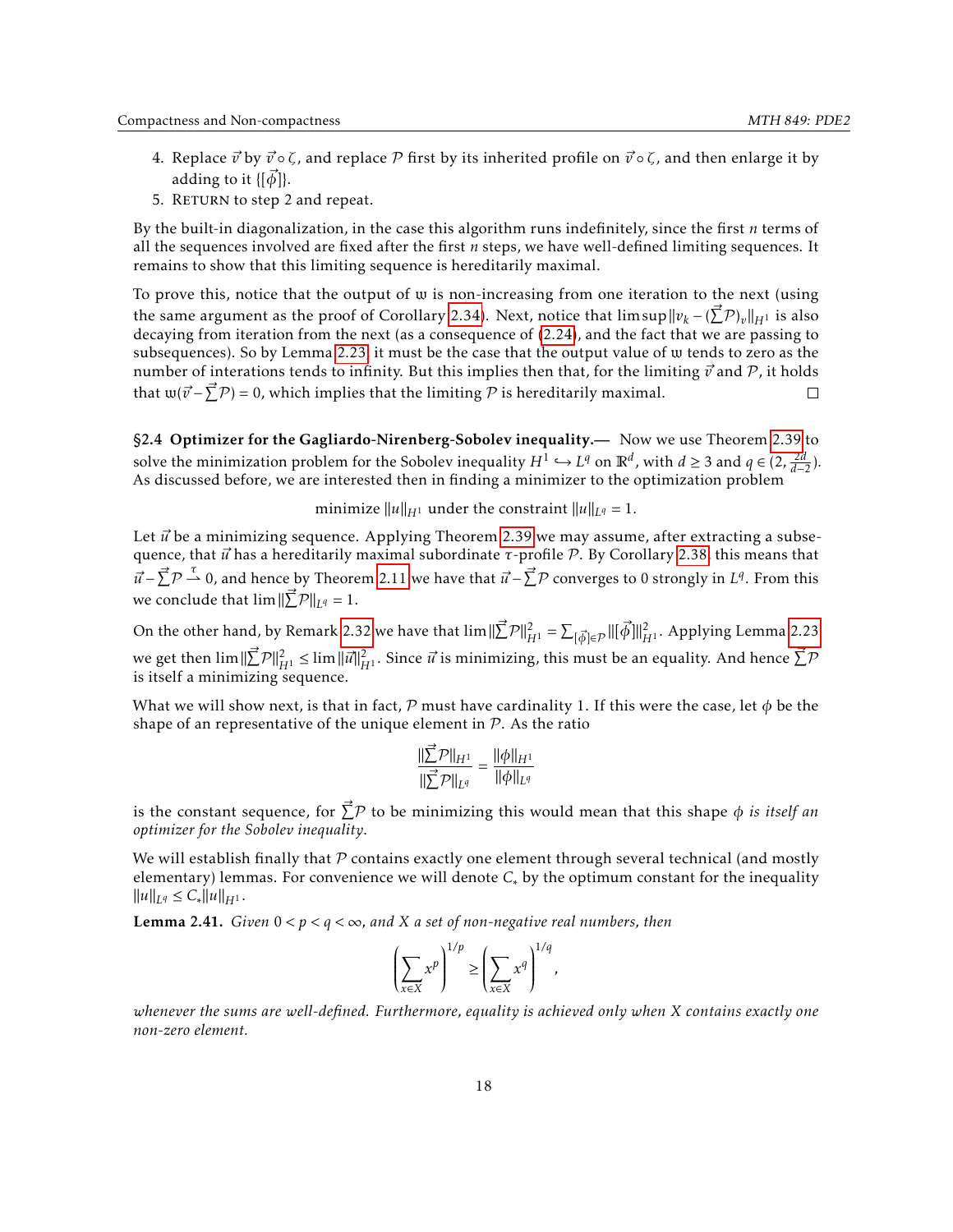4. Replace $\vec{v}$ by $\vec{v} \circ \zeta$, and replace $\mathcal{P}$ first by its inherited profile on $\vec{v} \circ \zeta$, and then enlarge it by adding to it $\{[\vec{\phi}]\}$.
5. RETURN to step 2 and repeat.

By the built-in diagonalization, in the case this algorithm runs indefinitely, since the first $n$ terms of all the sequences involved are fixed after the first $n$ steps, we have well-defined limiting sequences. It remains to show that this limiting sequence is hereditarily maximal.

To prove this, notice that the output of $\mathfrak{w}$ is non-increasing from one iteration to the next (using the same argument as the proof of Corollary 2.34). Next, notice that $\limsup \|v_k - (\vec{\sum}\mathcal{P})_v\|_{H^1}$ is also decaying from iteration from the next (as a consequence of (2.24), and the fact that we are passing to subsequences). So by Lemma 2.23, it must be the case that the output value of $\mathfrak{w}$ tends to zero as the number of interations tends to infinity. But this implies then that, for the limiting $\vec{v}$ and $\mathcal{P}$, it holds that $\mathfrak{w}(\vec{v} - \vec{\sum}\mathcal{P}) = 0$, which implies that the limiting $\mathcal{P}$ is hereditarily maximal. ◻

**§2.4 Optimizer for the Gagliardo-Nirenberg-Sobolev inequality.—** Now we use Theorem 2.39 to solve the minimization problem for the Sobolev inequality $H^1 \hookrightarrow L^q$ on $\mathbb{R}^d$, with $d \geq 3$ and $q \in (2, \frac{2d}{d-2})$. As discussed before, we are interested then in finding a minimizer to the optimization problem

$$\text{minimize } \|u\|_{H^1} \text{ under the constraint } \|u\|_{L^q} = 1.$$

Let $\vec{u}$ be a minimizing sequence. Applying Theorem 2.39 we may assume, after extracting a subsequence, that $\vec{u}$ has a hereditarily maximal subordinate $\tau$-profile $\mathcal{P}$. By Corollary 2.38, this means that $\vec{u} - \vec{\sum}\mathcal{P} \xrightarrow{\tau} 0$, and hence by Theorem 2.11 we have that $\vec{u} - \vec{\sum}\mathcal{P}$ converges to 0 strongly in $L^q$. From this we conclude that $\lim \|\vec{\sum}\mathcal{P}\|_{L^q} = 1$.

On the other hand, by Remark 2.32 we have that $\lim \|\vec{\sum}\mathcal{P}\|_{H^1}^2 = \sum_{[\vec{\phi}]\in\mathcal{P}} \|[\vec{\phi}]\|_{H^1}^2$. Applying Lemma 2.23 we get then $\lim \|\vec{\sum}\mathcal{P}\|_{H^1}^2 \leq \lim \|\vec{u}\|_{H^1}^2$. Since $\vec{u}$ is minimizing, this must be an equality. And hence $\vec{\sum}\mathcal{P}$ is itself a minimizing sequence.

What we will show next, is that in fact, $\mathcal{P}$ must have cardinality 1. If this were the case, let $\phi$ be the shape of an representative of the unique element in $\mathcal{P}$. As the ratio

$$\frac{\|\vec{\sum}\mathcal{P}\|_{H^1}}{\|\vec{\sum}\mathcal{P}\|_{L^q}} = \frac{\|\phi\|_{H^1}}{\|\phi\|_{L^q}}$$

is the constant sequence, for $\vec{\sum}\mathcal{P}$ to be minimizing this would mean that this shape $\phi$ *is itself an optimizer for the Sobolev inequality*.

We will establish finally that $\mathcal{P}$ contains exactly one element through several technical (and mostly elementary) lemmas. For convenience we will denote $C_*$ by the optimum constant for the inequality $\|u\|_{L^q} \leq C_* \|u\|_{H^1}$.

**Lemma 2.41.** *Given $0 < p < q < \infty$, and $X$ a set of non-negative real numbers, then*

$$\left(\sum_{x\in X} x^p\right)^{1/p} \geq \left(\sum_{x\in X} x^q\right)^{1/q},$$

*whenever the sums are well-defined. Furthermore, equality is achieved only when $X$ contains exactly one non-zero element.*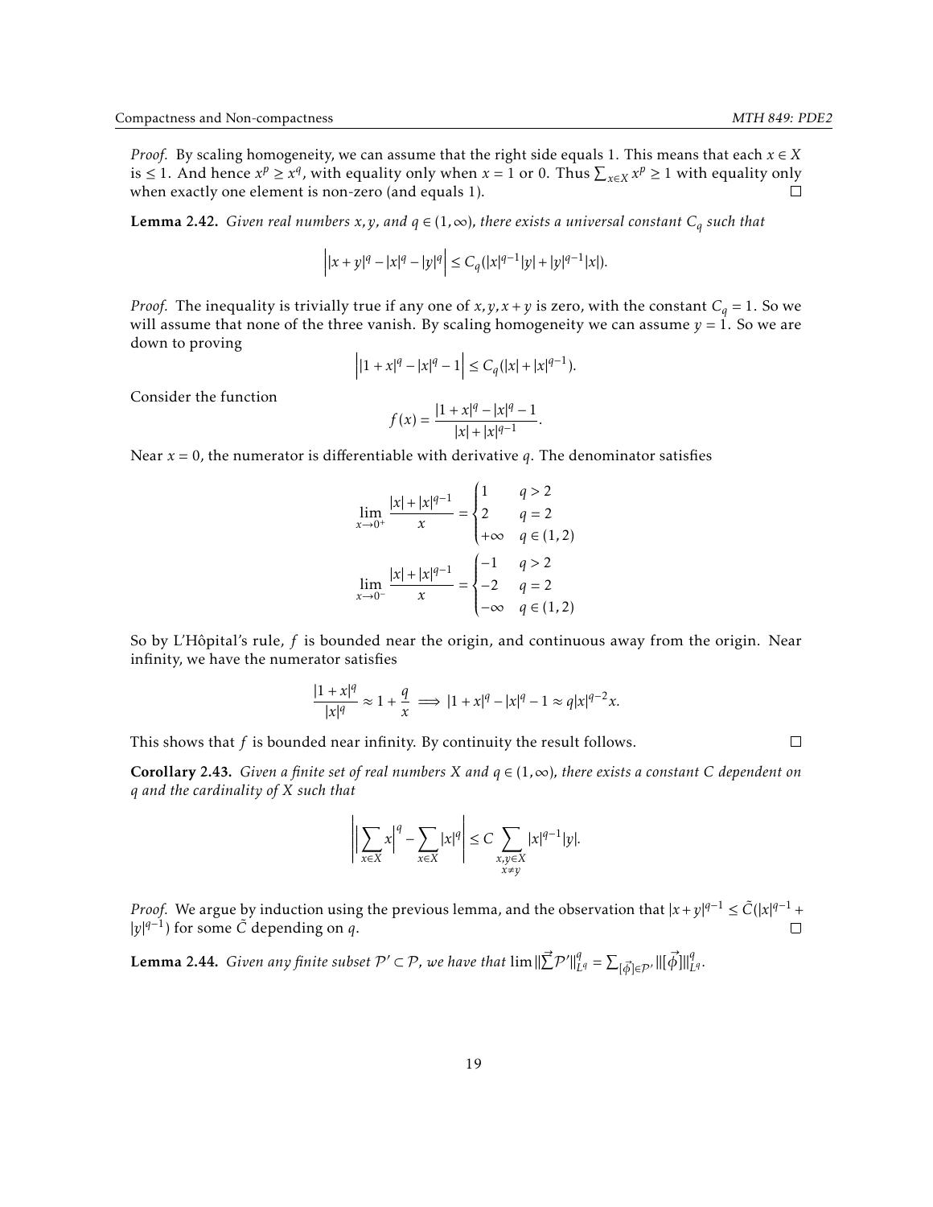*Proof.* By scaling homogeneity, we can assume that the right side equals 1. This means that each $x \in X$ is $\leq 1$. And hence $x^p \geq x^q$, with equality only when $x = 1$ or 0. Thus $\sum_{x\in X} x^p \geq 1$ with equality only when exactly one element is non-zero (and equals 1). □

**Lemma 2.42.** *Given real numbers $x, y$, and $q \in (1, \infty)$, there exists a universal constant $C_q$ such that*

$$\Big| |x+y|^q - |x|^q - |y|^q \Big| \leq C_q(|x|^{q-1}|y| + |y|^{q-1}|x|).$$

*Proof.* The inequality is trivially true if any one of $x, y, x+y$ is zero, with the constant $C_q = 1$. So we will assume that none of the three vanish. By scaling homogeneity we can assume $y = 1$. So we are down to proving

$$\Big| |1+x|^q - |x|^q - 1 \Big| \leq C_q(|x| + |x|^{q-1}).$$

Consider the function

$$f(x) = \frac{|1+x|^q - |x|^q - 1}{|x| + |x|^{q-1}}.$$

Near $x = 0$, the numerator is differentiable with derivative $q$. The denominator satisfies

$$\lim_{x\to 0^+} \frac{|x| + |x|^{q-1}}{x} = \begin{cases} 1 & q > 2 \\ 2 & q = 2 \\ +\infty & q \in (1,2) \end{cases}$$

$$\lim_{x\to 0^-} \frac{|x| + |x|^{q-1}}{x} = \begin{cases} -1 & q > 2 \\ -2 & q = 2 \\ -\infty & q \in (1,2) \end{cases}$$

So by L'Hôpital's rule, $f$ is bounded near the origin, and continuous away from the origin. Near infinity, we have the numerator satisfies

$$\frac{|1+x|^q}{|x|^q} \approx 1 + \frac{q}{x} \implies |1+x|^q - |x|^q - 1 \approx q|x|^{q-2}x.$$

This shows that $f$ is bounded near infinity. By continuity the result follows. □

**Corollary 2.43.** *Given a finite set of real numbers $X$ and $q \in (1, \infty)$, there exists a constant $C$ dependent on $q$ and the cardinality of $X$ such that*

$$\left| \Big| \sum_{x\in X} x \Big|^q - \sum_{x\in X} |x|^q \right| \leq C \sum_{\substack{x,y\in X \\ x\neq y}} |x|^{q-1}|y|.$$

*Proof.* We argue by induction using the previous lemma, and the observation that $|x+y|^{q-1} \leq \tilde{C}(|x|^{q-1} + |y|^{q-1})$ for some $\tilde{C}$ depending on $q$. □

**Lemma 2.44.** *Given any finite subset $\mathcal{P}' \subset \mathcal{P}$, we have that $\lim \|\vec{\sum}\mathcal{P}'\|^q_{L^q} = \sum_{[\vec{\phi}]\in\mathcal{P}'} \|[\vec{\phi}]\|^q_{L^q}$.*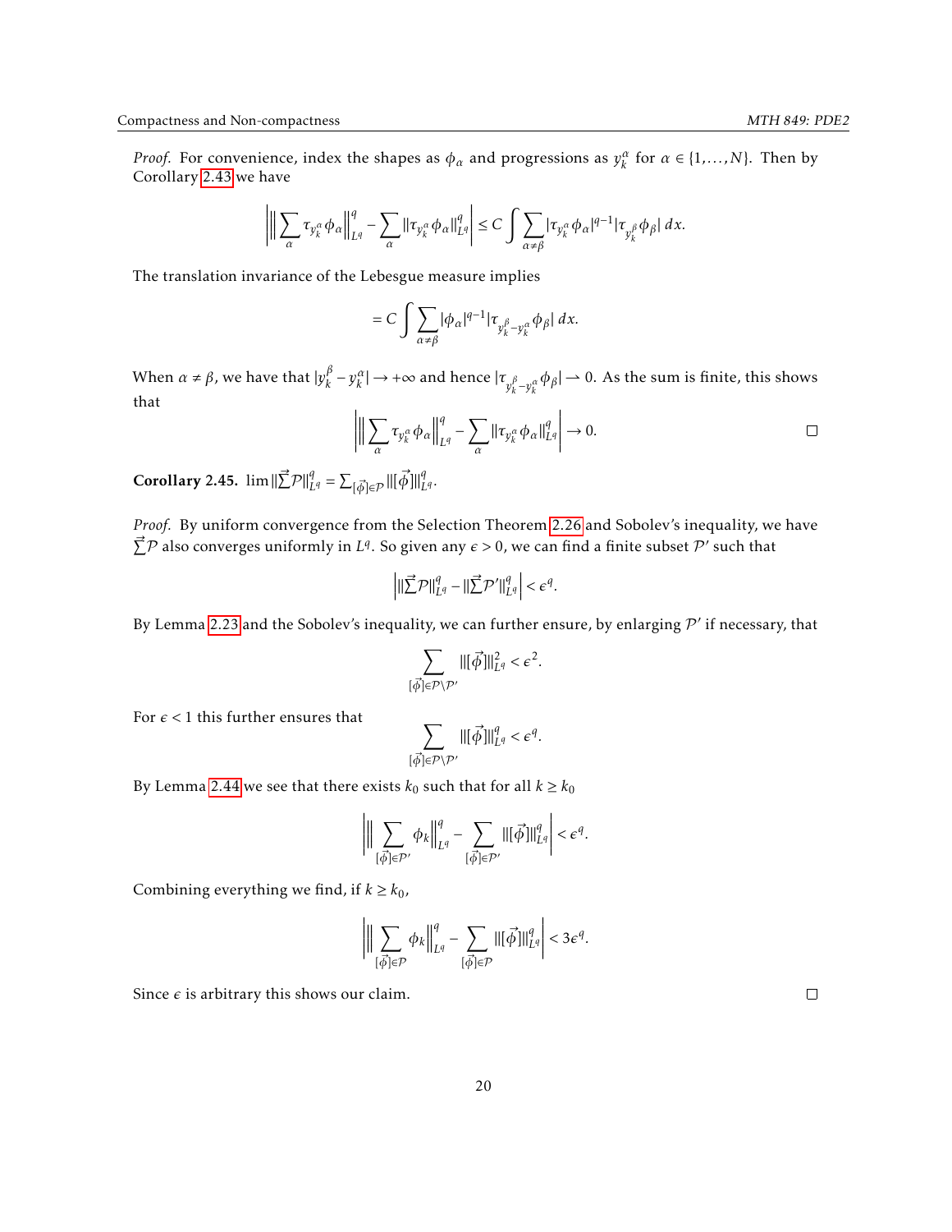*Proof.* For convenience, index the shapes as $\phi_\alpha$ and progressions as $y_k^\alpha$ for $\alpha \in \{1,\dots,N\}$. Then by Corollary 2.43 we have

$$\left| \left\| \sum_\alpha \tau_{y_k^\alpha} \phi_\alpha \right\|_{L^q}^q - \sum_\alpha \| \tau_{y_k^\alpha} \phi_\alpha \|_{L^q}^q \right| \le C \int \sum_{\alpha \neq \beta} |\tau_{y_k^\alpha} \phi_\alpha|^{q-1} |\tau_{y_k^\beta} \phi_\beta| \, dx.$$

The translation invariance of the Lebesgue measure implies

$$= C \int \sum_{\alpha \neq \beta} |\phi_\alpha|^{q-1} |\tau_{y_k^\beta - y_k^\alpha} \phi_\beta| \, dx.$$

When $\alpha \neq \beta$, we have that $|y_k^\beta - y_k^\alpha| \to +\infty$ and hence $|\tau_{y_k^\beta - y_k^\alpha} \phi_\beta| \rightharpoonup 0$. As the sum is finite, this shows that

$$\left| \left\| \sum_\alpha \tau_{y_k^\alpha} \phi_\alpha \right\|_{L^q}^q - \sum_\alpha \| \tau_{y_k^\alpha} \phi_\alpha \|_{L^q}^q \right| \to 0.$$

$\square$

**Corollary 2.45.** $\lim \|\vec{\sum} \mathcal{P}\|_{L^q}^q = \sum_{[\vec{\phi}] \in \mathcal{P}} \|[\vec{\phi}]\|_{L^q}^q$.

*Proof.* By uniform convergence from the Selection Theorem 2.26 and Sobolev's inequality, we have $\vec{\sum} \mathcal{P}$ also converges uniformly in $L^q$. So given any $\epsilon > 0$, we can find a finite subset $\mathcal{P}'$ such that

$$\left| \|\vec{\sum} \mathcal{P}\|_{L^q}^q - \|\vec{\sum} \mathcal{P}'\|_{L^q}^q \right| < \epsilon^q.$$

By Lemma 2.23 and the Sobolev's inequality, we can further ensure, by enlarging $\mathcal{P}'$ if necessary, that

$$\sum_{[\vec{\phi}] \in \mathcal{P} \setminus \mathcal{P}'} \|[\vec{\phi}]\|_{L^q}^2 < \epsilon^2.$$

For $\epsilon < 1$ this further ensures that

$$\sum_{[\vec{\phi}] \in \mathcal{P} \setminus \mathcal{P}'} \|[\vec{\phi}]\|_{L^q}^q < \epsilon^q.$$

By Lemma 2.44 we see that there exists $k_0$ such that for all $k \ge k_0$

$$\left| \left\| \sum_{[\vec{\phi}] \in \mathcal{P}'} \phi_k \right\|_{L^q}^q - \sum_{[\vec{\phi}] \in \mathcal{P}'} \|[\vec{\phi}]\|_{L^q}^q \right| < \epsilon^q.$$

Combining everything we find, if $k \ge k_0$,

$$\left| \left\| \sum_{[\vec{\phi}] \in \mathcal{P}} \phi_k \right\|_{L^q}^q - \sum_{[\vec{\phi}] \in \mathcal{P}} \|[\vec{\phi}]\|_{L^q}^q \right| < 3\epsilon^q.$$

Since $\epsilon$ is arbitrary this shows our claim. $\square$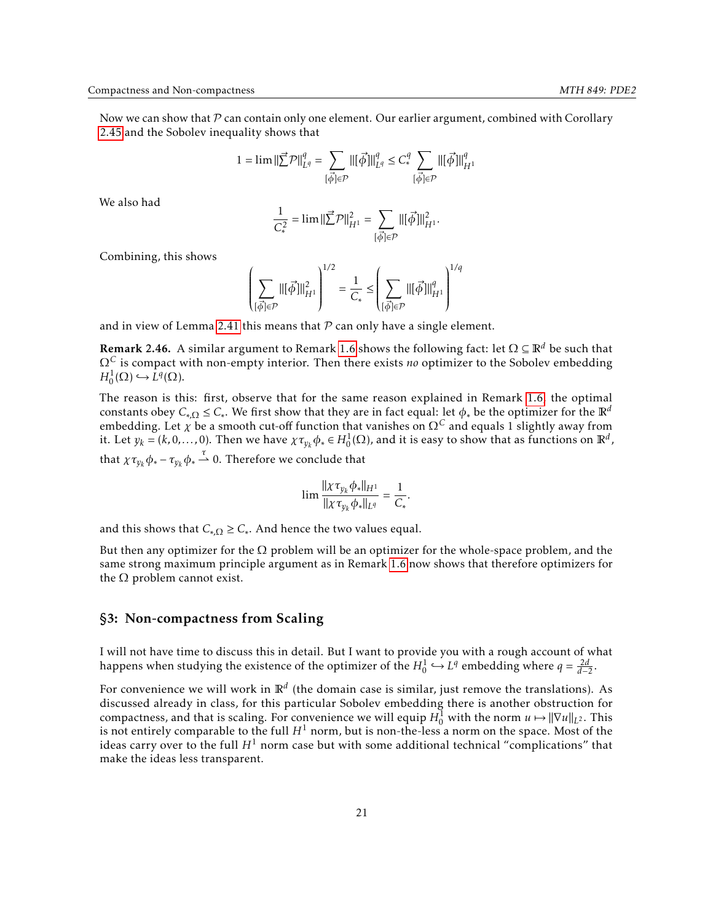Now we can show that $\mathcal{P}$ can contain only one element. Our earlier argument, combined with Corollary 2.45 and the Sobolev inequality shows that

$$1 = \lim \|\vec{\Sigma}\mathcal{P}\|_{L^q}^q = \sum_{[\vec{\phi}]\in\mathcal{P}} \|[\vec{\phi}]\|_{L^q}^q \leq C_*^q \sum_{[\vec{\phi}]\in\mathcal{P}} \|[\vec{\phi}]\|_{H^1}^q$$

We also had

$$\frac{1}{C_*^2} = \lim \|\vec{\Sigma}\mathcal{P}\|_{H^1}^2 = \sum_{[\vec{\phi}]\in\mathcal{P}} \|[\vec{\phi}]\|_{H^1}^2.$$

Combining, this shows

$$\left(\sum_{[\vec{\phi}]\in\mathcal{P}} \|[\vec{\phi}]\|_{H^1}^2\right)^{1/2} = \frac{1}{C_*} \leq \left(\sum_{[\vec{\phi}]\in\mathcal{P}} \|[\vec{\phi}]\|_{H^1}^q\right)^{1/q}$$

and in view of Lemma 2.41 this means that $\mathcal{P}$ can only have a single element.

**Remark 2.46.** A similar argument to Remark 1.6 shows the following fact: let $\Omega \subseteq \mathbb{R}^d$ be such that $\Omega^C$ is compact with non-empty interior. Then there exists *no* optimizer to the Sobolev embedding $H_0^1(\Omega) \hookrightarrow L^q(\Omega)$.

The reason is this: first, observe that for the same reason explained in Remark 1.6, the optimal constants obey $C_{*,\Omega} \leq C_*$. We first show that they are in fact equal: let $\phi_*$ be the optimizer for the $\mathbb{R}^d$ embedding. Let $\chi$ be a smooth cut-off function that vanishes on $\Omega^C$ and equals 1 slightly away from it. Let $y_k = (k, 0, \ldots, 0)$. Then we have $\chi\tau_{y_k}\phi_* \in H_0^1(\Omega)$, and it is easy to show that as functions on $\mathbb{R}^d$, that $\chi\tau_{y_k}\phi_* - \tau_{y_k}\phi_* \xrightarrow{\tau} 0$. Therefore we conclude that

$$\lim \frac{\|\chi\tau_{y_k}\phi_*\|_{H^1}}{\|\chi\tau_{y_k}\phi_*\|_{L^q}} = \frac{1}{C_*}.$$

and this shows that $C_{*,\Omega} \geq C_*$. And hence the two values equal.

But then any optimizer for the $\Omega$ problem will be an optimizer for the whole-space problem, and the same strong maximum principle argument as in Remark 1.6 now shows that therefore optimizers for the $\Omega$ problem cannot exist.

## §3: Non-compactness from Scaling

I will not have time to discuss this in detail. But I want to provide you with a rough account of what happens when studying the existence of the optimizer of the $H_0^1 \hookrightarrow L^q$ embedding where $q = \frac{2d}{d-2}$.

For convenience we will work in $\mathbb{R}^d$ (the domain case is similar, just remove the translations). As discussed already in class, for this particular Sobolev embedding there is another obstruction for compactness, and that is scaling. For convenience we will equip $H_0^1$ with the norm $u \mapsto \|\nabla u\|_{L^2}$. This is not entirely comparable to the full $H^1$ norm, but is non-the-less a norm on the space. Most of the ideas carry over to the full $H^1$ norm case but with some additional technical "complications" that make the ideas less transparent.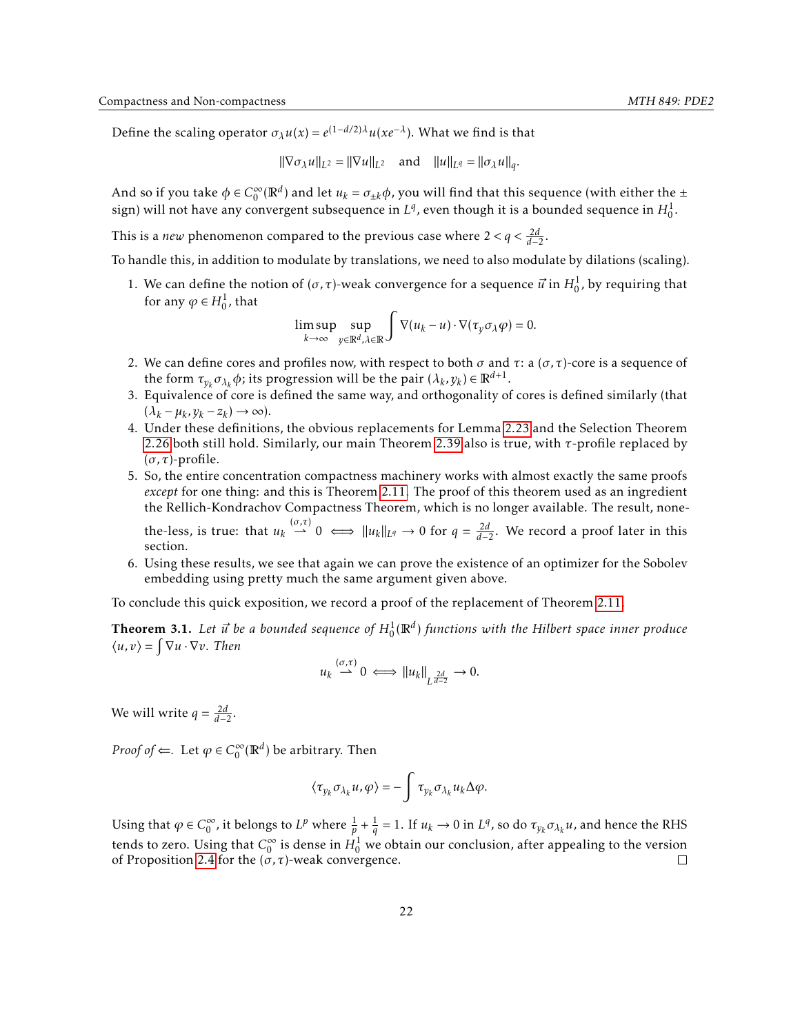Define the scaling operator $\sigma_\lambda u(x) = e^{(1-d/2)\lambda} u(xe^{-\lambda})$. What we find is that

$$\|\nabla \sigma_\lambda u\|_{L^2} = \|\nabla u\|_{L^2} \quad \text{and} \quad \|u\|_{L^q} = \|\sigma_\lambda u\|_q.$$

And so if you take $\phi \in C_0^\infty(\mathbb{R}^d)$ and let $u_k = \sigma_{\pm k}\phi$, you will find that this sequence (with either the $\pm$ sign) will not have any convergent subsequence in $L^q$, even though it is a bounded sequence in $H_0^1$.

This is a *new* phenomenon compared to the previous case where $2 < q < \frac{2d}{d-2}$.

To handle this, in addition to modulate by translations, we need to also modulate by dilations (scaling).

1. We can define the notion of $(\sigma, \tau)$-weak convergence for a sequence $\vec{u}$ in $H_0^1$, by requiring that for any $\varphi \in H_0^1$, that
$$\limsup_{k\to\infty} \sup_{y\in\mathbb{R}^d, \lambda\in\mathbb{R}} \int \nabla(u_k - u)\cdot\nabla(\tau_y \sigma_\lambda \varphi) = 0.$$
2. We can define cores and profiles now, with respect to both $\sigma$ and $\tau$: a $(\sigma,\tau)$-core is a sequence of the form $\tau_{y_k}\sigma_{\lambda_k}\phi$; its progression will be the pair $(\lambda_k, y_k) \in \mathbb{R}^{d+1}$.
3. Equivalence of core is defined the same way, and orthogonality of cores is defined similarly (that $(\lambda_k - \mu_k, y_k - z_k) \to \infty$).
4. Under these definitions, the obvious replacements for Lemma 2.23 and the Selection Theorem 2.26 both still hold. Similarly, our main Theorem 2.39 also is true, with $\tau$-profile replaced by $(\sigma,\tau)$-profile.
5. So, the entire concentration compactness machinery works with almost exactly the same proofs *except* for one thing: and this is Theorem 2.11. The proof of this theorem used as an ingredient the Rellich-Kondrachov Compactness Theorem, which is no longer available. The result, none-the-less, is true: that $u_k \overset{(\sigma,\tau)}{\rightharpoonup} 0 \iff \|u_k\|_{L^q} \to 0$ for $q = \frac{2d}{d-2}$. We record a proof later in this section.
6. Using these results, we see that again we can prove the existence of an optimizer for the Sobolev embedding using pretty much the same argument given above.

To conclude this quick exposition, we record a proof of the replacement of Theorem 2.11.

**Theorem 3.1.** *Let $\vec{u}$ be a bounded sequence of $H_0^1(\mathbb{R}^d)$ functions with the Hilbert space inner produce $\langle u, v\rangle = \int \nabla u \cdot \nabla v$. Then*

$$u_k \overset{(\sigma,\tau)}{\rightharpoonup} 0 \iff \|u_k\|_{L^{\frac{2d}{d-2}}} \to 0.$$

We will write $q = \frac{2d}{d-2}$.

*Proof of* $\Leftarrow$. Let $\varphi \in C_0^\infty(\mathbb{R}^d)$ be arbitrary. Then

$$\langle \tau_{y_k}\sigma_{\lambda_k} u, \varphi\rangle = -\int \tau_{y_k}\sigma_{\lambda_k} u_k \Delta\varphi.$$

Using that $\varphi \in C_0^\infty$, it belongs to $L^p$ where $\frac{1}{p} + \frac{1}{q} = 1$. If $u_k \to 0$ in $L^q$, so do $\tau_{y_k}\sigma_{\lambda_k} u$, and hence the RHS tends to zero. Using that $C_0^\infty$ is dense in $H_0^1$ we obtain our conclusion, after appealing to the version of Proposition 2.4 for the $(\sigma,\tau)$-weak convergence. □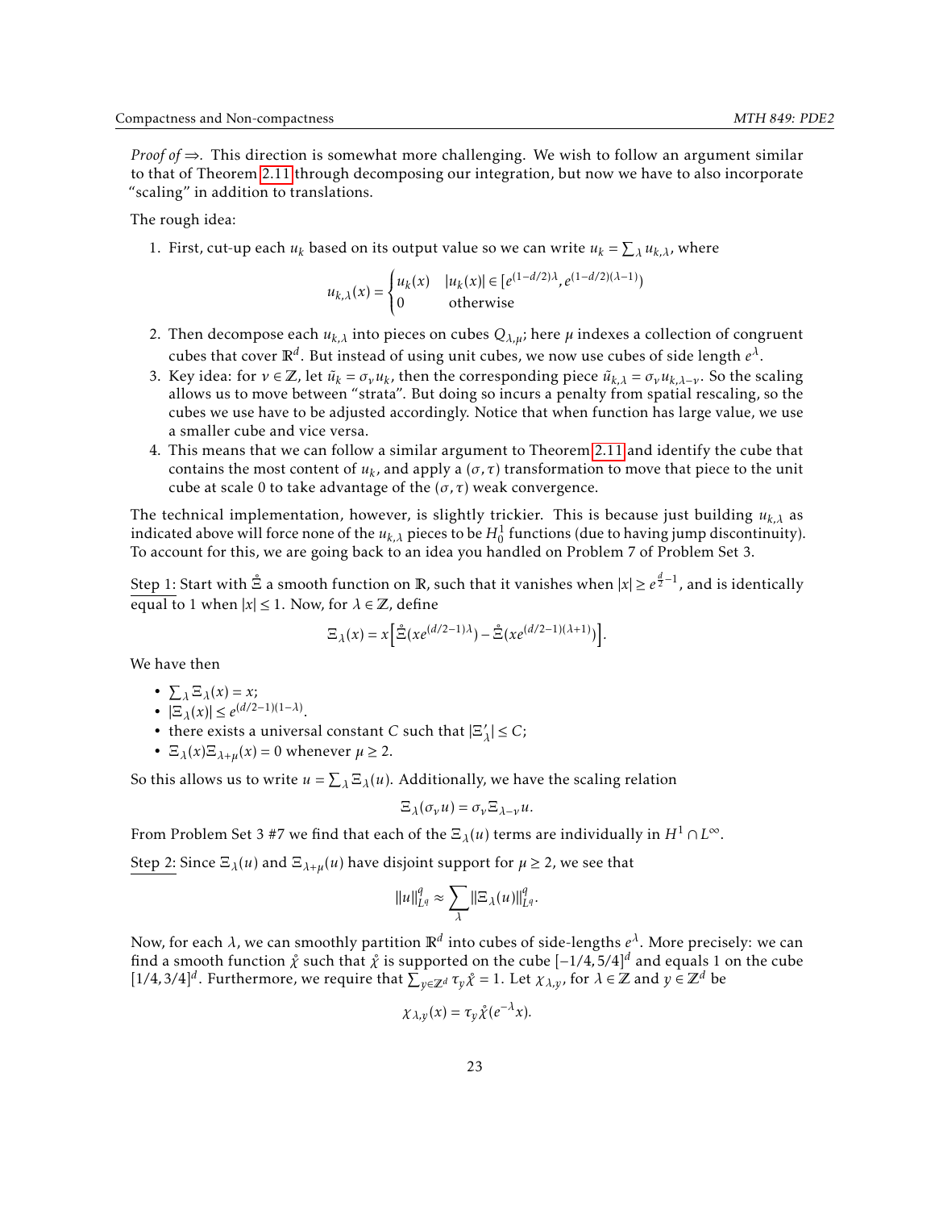*Proof of* $\Rightarrow$. This direction is somewhat more challenging. We wish to follow an argument similar to that of Theorem 2.11 through decomposing our integration, but now we have to also incorporate "scaling" in addition to translations.

The rough idea:

1. First, cut-up each $u_k$ based on its output value so we can write $u_k = \sum_\lambda u_{k,\lambda}$, where

$$u_{k,\lambda}(x) = \begin{cases} u_k(x) & |u_k(x)| \in [e^{(1-d/2)\lambda}, e^{(1-d/2)(\lambda-1)}) \\ 0 & \text{otherwise} \end{cases}$$

2. Then decompose each $u_{k,\lambda}$ into pieces on cubes $Q_{\lambda,\mu}$; here $\mu$ indexes a collection of congruent cubes that cover $\mathbb{R}^d$. But instead of using unit cubes, we now use cubes of side length $e^\lambda$.
3. Key idea: for $\nu \in \mathbb{Z}$, let $\tilde{u}_k = \sigma_\nu u_k$, then the corresponding piece $\tilde{u}_{k,\lambda} = \sigma_\nu u_{k,\lambda-\nu}$. So the scaling allows us to move between "strata". But doing so incurs a penalty from spatial rescaling, so the cubes we use have to be adjusted accordingly. Notice that when function has large value, we use a smaller cube and vice versa.
4. This means that we can follow a similar argument to Theorem 2.11 and identify the cube that contains the most content of $u_k$, and apply a $(\sigma, \tau)$ transformation to move that piece to the unit cube at scale 0 to take advantage of the $(\sigma, \tau)$ weak convergence.

The technical implementation, however, is slightly trickier. This is because just building $u_{k,\lambda}$ as indicated above will force none of the $u_{k,\lambda}$ pieces to be $H^1_0$ functions (due to having jump discontinuity). To account for this, we are going back to an idea you handled on Problem 7 of Problem Set 3.

Step 1: Start with $\mathring{\Xi}$ a smooth function on $\mathbb{R}$, such that it vanishes when $|x| \geq e^{\frac{d}{2}-1}$, and is identically equal to 1 when $|x| \leq 1$. Now, for $\lambda \in \mathbb{Z}$, define

$$\Xi_\lambda(x) = x\Big[\mathring{\Xi}(xe^{(d/2-1)\lambda}) - \mathring{\Xi}(xe^{(d/2-1)(\lambda+1)})\Big].$$

We have then

- $\sum_\lambda \Xi_\lambda(x) = x$;
- $|\Xi_\lambda(x)| \leq e^{(d/2-1)(1-\lambda)}$.
- there exists a universal constant $C$ such that $|\Xi_\lambda'| \leq C$;
- $\Xi_\lambda(x)\Xi_{\lambda+\mu}(x) = 0$ whenever $\mu \geq 2$.

So this allows us to write $u = \sum_\lambda \Xi_\lambda(u)$. Additionally, we have the scaling relation

$$\Xi_\lambda(\sigma_\nu u) = \sigma_\nu \Xi_{\lambda-\nu} u.$$

From Problem Set 3 #7 we find that each of the $\Xi_\lambda(u)$ terms are individually in $H^1 \cap L^\infty$.

Step 2: Since $\Xi_\lambda(u)$ and $\Xi_{\lambda+\mu}(u)$ have disjoint support for $\mu \geq 2$, we see that

$$\|u\|_{L^q}^q \approx \sum_\lambda \|\Xi_\lambda(u)\|_{L^q}^q.$$

Now, for each $\lambda$, we can smoothly partition $\mathbb{R}^d$ into cubes of side-lengths $e^\lambda$. More precisely: we can find a smooth function $\mathring{\chi}$ such that $\mathring{\chi}$ is supported on the cube $[-1/4, 5/4]^d$ and equals 1 on the cube $[1/4, 3/4]^d$. Furthermore, we require that $\sum_{y \in \mathbb{Z}^d} \tau_y \mathring{\chi} = 1$. Let $\chi_{\lambda,y}$, for $\lambda \in \mathbb{Z}$ and $y \in \mathbb{Z}^d$ be

$$\chi_{\lambda,y}(x) = \tau_y \mathring{\chi}(e^{-\lambda}x).$$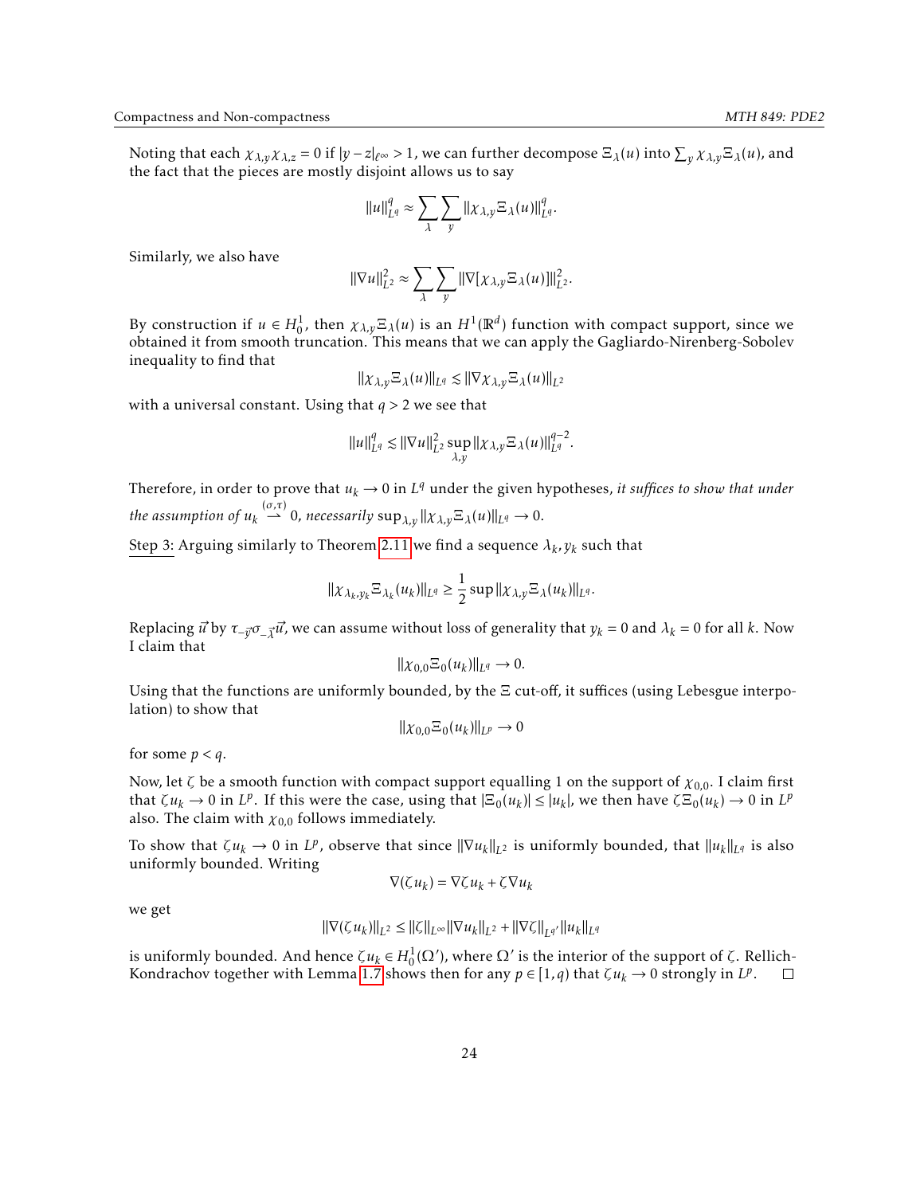Noting that each $\chi_{\lambda,y}\chi_{\lambda,z} = 0$ if $|y-z|_{\ell^\infty} > 1$, we can further decompose $\Xi_\lambda(u)$ into $\sum_y \chi_{\lambda,y}\Xi_\lambda(u)$, and the fact that the pieces are mostly disjoint allows us to say

$$\|u\|_{L^q}^q \approx \sum_\lambda \sum_y \|\chi_{\lambda,y}\Xi_\lambda(u)\|_{L^q}^q.$$

Similarly, we also have

$$\|\nabla u\|_{L^2}^2 \approx \sum_\lambda \sum_y \|\nabla[\chi_{\lambda,y}\Xi_\lambda(u)]\|_{L^2}^2.$$

By construction if $u \in H_0^1$, then $\chi_{\lambda,y}\Xi_\lambda(u)$ is an $H^1(\mathbb{R}^d)$ function with compact support, since we obtained it from smooth truncation. This means that we can apply the Gagliardo-Nirenberg-Sobolev inequality to find that

$$\|\chi_{\lambda,y}\Xi_\lambda(u)\|_{L^q} \lesssim \|\nabla\chi_{\lambda,y}\Xi_\lambda(u)\|_{L^2}$$

with a universal constant. Using that $q > 2$ we see that

$$\|u\|_{L^q}^q \lesssim \|\nabla u\|_{L^2}^2 \sup_{\lambda,y} \|\chi_{\lambda,y}\Xi_\lambda(u)\|_{L^q}^{q-2}.$$

Therefore, in order to prove that $u_k \to 0$ in $L^q$ under the given hypotheses, *it suffices to show that under the assumption of $u_k \overset{(\sigma,\tau)}{\rightharpoonup} 0$, necessarily $\sup_{\lambda,y}\|\chi_{\lambda,y}\Xi_\lambda(u)\|_{L^q} \to 0$.*

Step 3: Arguing similarly to Theorem 2.11 we find a sequence $\lambda_k, y_k$ such that

$$\|\chi_{\lambda_k,y_k}\Xi_{\lambda_k}(u_k)\|_{L^q} \geq \frac{1}{2}\sup \|\chi_{\lambda,y}\Xi_\lambda(u_k)\|_{L^q}.$$

Replacing $\vec{u}$ by $\tau_{-\vec{y}}\sigma_{-\vec{\lambda}}\vec{u}$, we can assume without loss of generality that $y_k = 0$ and $\lambda_k = 0$ for all $k$. Now I claim that

$$\|\chi_{0,0}\Xi_0(u_k)\|_{L^q} \to 0.$$

Using that the functions are uniformly bounded, by the $\Xi$ cut-off, it suffices (using Lebesgue interpolation) to show that

$$\|\chi_{0,0}\Xi_0(u_k)\|_{L^p} \to 0$$

for some $p < q$.

Now, let $\zeta$ be a smooth function with compact support equalling 1 on the support of $\chi_{0,0}$. I claim first that $\zeta u_k \to 0$ in $L^p$. If this were the case, using that $|\Xi_0(u_k)| \leq |u_k|$, we then have $\zeta\Xi_0(u_k) \to 0$ in $L^p$ also. The claim with $\chi_{0,0}$ follows immediately.

To show that $\zeta u_k \to 0$ in $L^p$, observe that since $\|\nabla u_k\|_{L^2}$ is uniformly bounded, that $\|u_k\|_{L^q}$ is also uniformly bounded. Writing

$$\nabla(\zeta u_k) = \nabla\zeta u_k + \zeta\nabla u_k$$

we get

$$\|\nabla(\zeta u_k)\|_{L^2} \leq \|\zeta\|_{L^\infty}\|\nabla u_k\|_{L^2} + \|\nabla\zeta\|_{L^{q'}}\|u_k\|_{L^q}$$

is uniformly bounded. And hence $\zeta u_k \in H_0^1(\Omega')$, where $\Omega'$ is the interior of the support of $\zeta$. Rellich-Kondrachov together with Lemma 1.7 shows then for any $p \in [1,q)$ that $\zeta u_k \to 0$ strongly in $L^p$. □